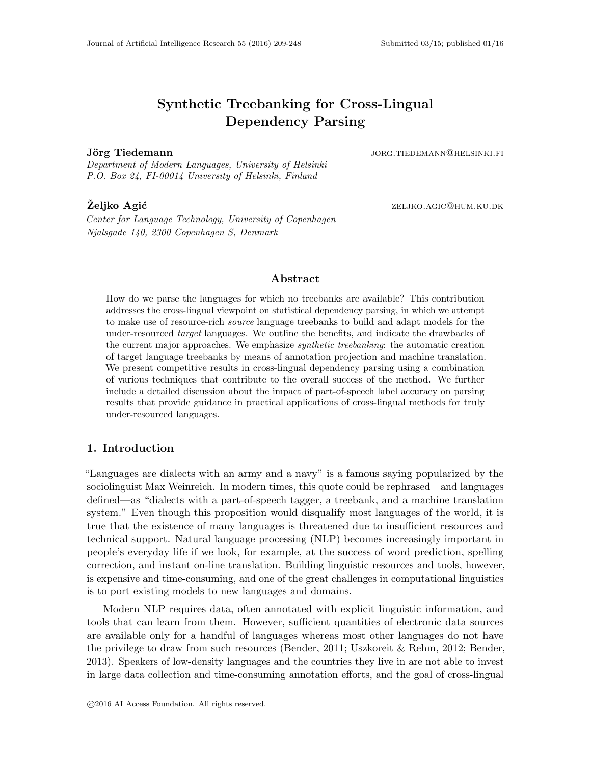# Synthetic Treebanking for Cross-Lingual Dependency Parsing

**Jörg Tiedemann** jorg.tiedemann@helsinki.fi
*Department of Modern Languages, University of Helsinki*
*P.O. Box 24, FI-00014 University of Helsinki, Finland*

**Željko Agić** zeljko.agic@hum.ku.dk
*Center for Language Technology, University of Copenhagen*
*Njalsgade 140, 2300 Copenhagen S, Denmark*

## Abstract

How do we parse the languages for which no treebanks are available? This contribution addresses the cross-lingual viewpoint on statistical dependency parsing, in which we attempt to make use of resource-rich *source* language treebanks to build and adapt models for the under-resourced *target* languages. We outline the benefits, and indicate the drawbacks of the current major approaches. We emphasize *synthetic treebanking*: the automatic creation of target language treebanks by means of annotation projection and machine translation. We present competitive results in cross-lingual dependency parsing using a combination of various techniques that contribute to the overall success of the method. We further include a detailed discussion about the impact of part-of-speech label accuracy on parsing results that provide guidance in practical applications of cross-lingual methods for truly under-resourced languages.

## 1. Introduction

"Languages are dialects with an army and a navy" is a famous saying popularized by the sociolinguist Max Weinreich. In modern times, this quote could be rephrased—and languages defined—as "dialects with a part-of-speech tagger, a treebank, and a machine translation system." Even though this proposition would disqualify most languages of the world, it is true that the existence of many languages is threatened due to insufficient resources and technical support. Natural language processing (NLP) becomes increasingly important in people's everyday life if we look, for example, at the success of word prediction, spelling correction, and instant on-line translation. Building linguistic resources and tools, however, is expensive and time-consuming, and one of the great challenges in computational linguistics is to port existing models to new languages and domains.

Modern NLP requires data, often annotated with explicit linguistic information, and tools that can learn from them. However, sufficient quantities of electronic data sources are available only for a handful of languages whereas most other languages do not have the privilege to draw from such resources (Bender, 2011; Uszkoreit & Rehm, 2012; Bender, 2013). Speakers of low-density languages and the countries they live in are not able to invest in large data collection and time-consuming annotation efforts, and the goal of cross-lingual

©2016 AI Access Foundation. All rights reserved.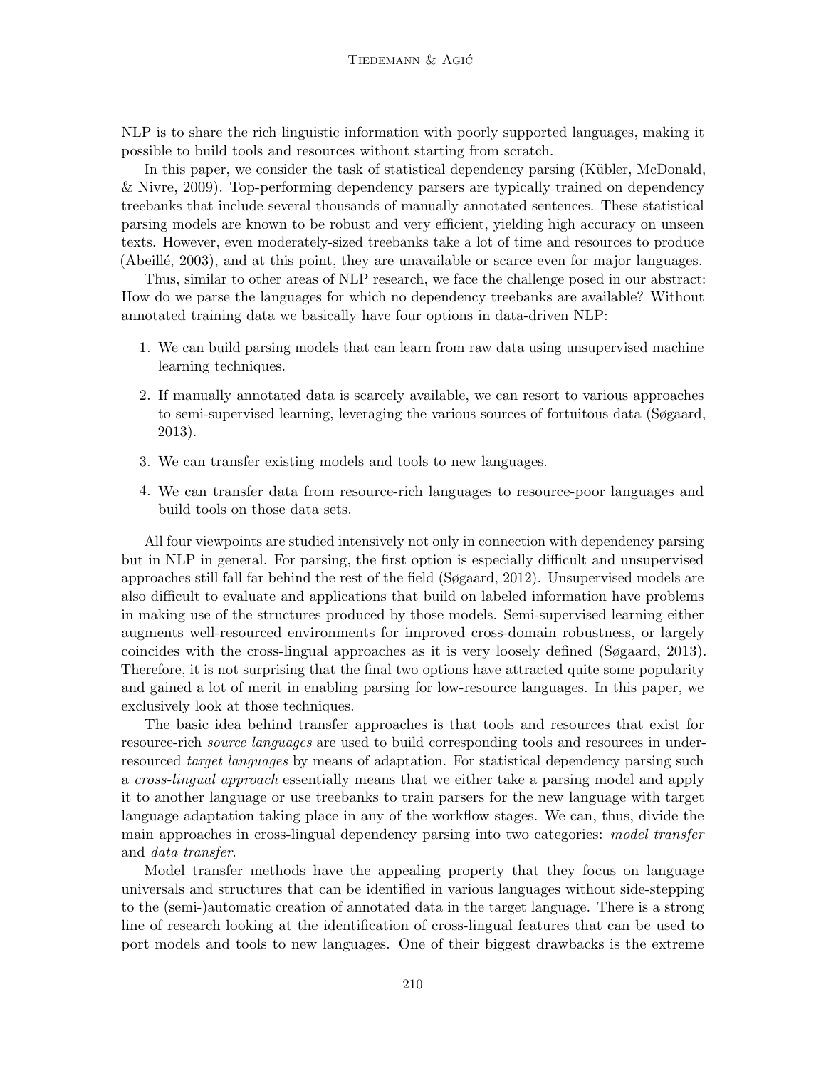NLP is to share the rich linguistic information with poorly supported languages, making it possible to build tools and resources without starting from scratch.

In this paper, we consider the task of statistical dependency parsing (Kübler, McDonald, & Nivre, 2009). Top-performing dependency parsers are typically trained on dependency treebanks that include several thousands of manually annotated sentences. These statistical parsing models are known to be robust and very efficient, yielding high accuracy on unseen texts. However, even moderately-sized treebanks take a lot of time and resources to produce (Abeillé, 2003), and at this point, they are unavailable or scarce even for major languages.

Thus, similar to other areas of NLP research, we face the challenge posed in our abstract: How do we parse the languages for which no dependency treebanks are available? Without annotated training data we basically have four options in data-driven NLP:

1. We can build parsing models that can learn from raw data using unsupervised machine learning techniques.
2. If manually annotated data is scarcely available, we can resort to various approaches to semi-supervised learning, leveraging the various sources of fortuitous data (Søgaard, 2013).
3. We can transfer existing models and tools to new languages.
4. We can transfer data from resource-rich languages to resource-poor languages and build tools on those data sets.

All four viewpoints are studied intensively not only in connection with dependency parsing but in NLP in general. For parsing, the first option is especially difficult and unsupervised approaches still fall far behind the rest of the field (Søgaard, 2012). Unsupervised models are also difficult to evaluate and applications that build on labeled information have problems in making use of the structures produced by those models. Semi-supervised learning either augments well-resourced environments for improved cross-domain robustness, or largely coincides with the cross-lingual approaches as it is very loosely defined (Søgaard, 2013). Therefore, it is not surprising that the final two options have attracted quite some popularity and gained a lot of merit in enabling parsing for low-resource languages. In this paper, we exclusively look at those techniques.

The basic idea behind transfer approaches is that tools and resources that exist for resource-rich *source languages* are used to build corresponding tools and resources in under-resourced *target languages* by means of adaptation. For statistical dependency parsing such a *cross-lingual approach* essentially means that we either take a parsing model and apply it to another language or use treebanks to train parsers for the new language with target language adaptation taking place in any of the workflow stages. We can, thus, divide the main approaches in cross-lingual dependency parsing into two categories: *model transfer* and *data transfer*.

Model transfer methods have the appealing property that they focus on language universals and structures that can be identified in various languages without side-stepping to the (semi-)automatic creation of annotated data in the target language. There is a strong line of research looking at the identification of cross-lingual features that can be used to port models and tools to new languages. One of their biggest drawbacks is the extreme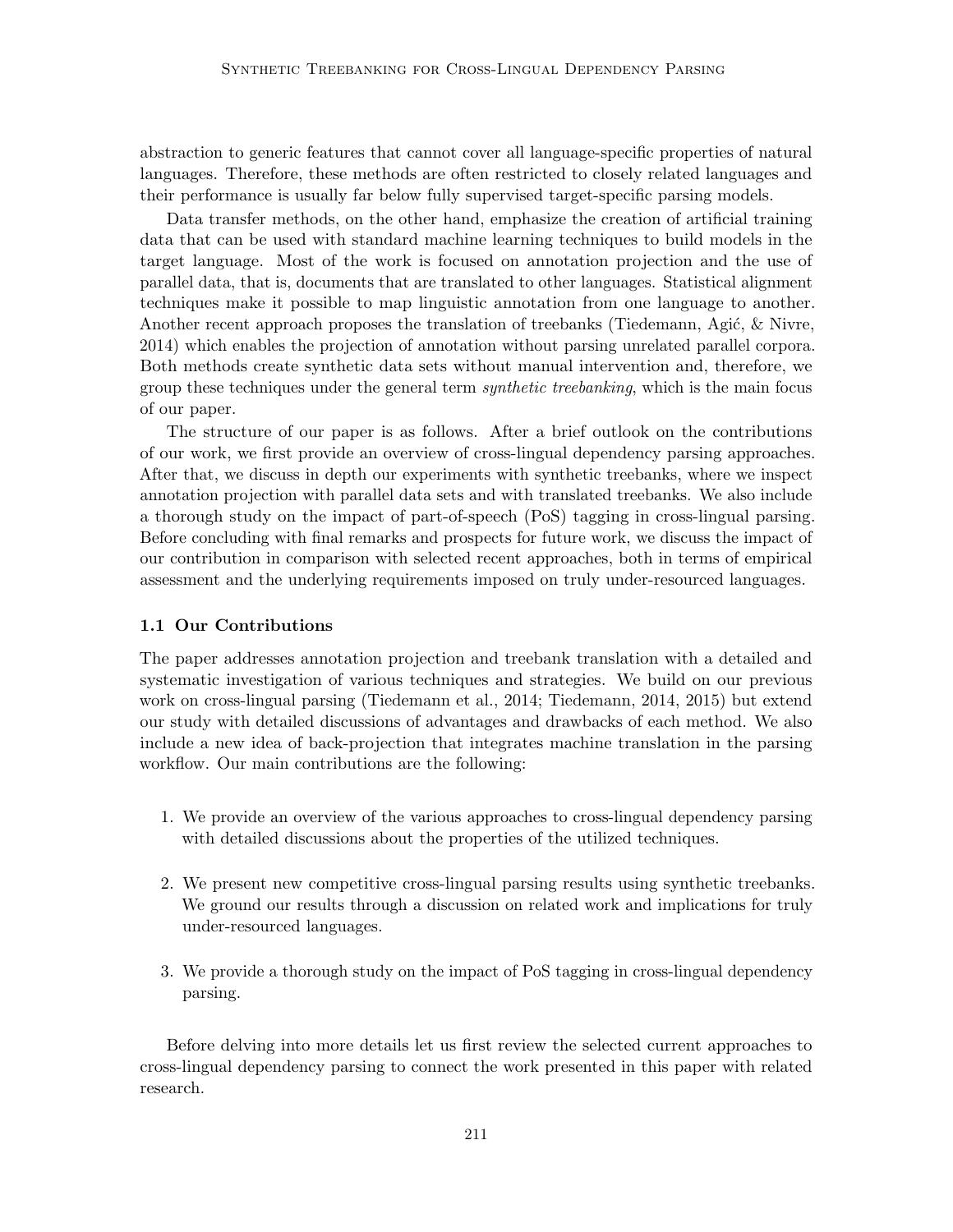abstraction to generic features that cannot cover all language-specific properties of natural languages. Therefore, these methods are often restricted to closely related languages and their performance is usually far below fully supervised target-specific parsing models.

Data transfer methods, on the other hand, emphasize the creation of artificial training data that can be used with standard machine learning techniques to build models in the target language. Most of the work is focused on annotation projection and the use of parallel data, that is, documents that are translated to other languages. Statistical alignment techniques make it possible to map linguistic annotation from one language to another. Another recent approach proposes the translation of treebanks (Tiedemann, Agić, & Nivre, 2014) which enables the projection of annotation without parsing unrelated parallel corpora. Both methods create synthetic data sets without manual intervention and, therefore, we group these techniques under the general term *synthetic treebanking*, which is the main focus of our paper.

The structure of our paper is as follows. After a brief outlook on the contributions of our work, we first provide an overview of cross-lingual dependency parsing approaches. After that, we discuss in depth our experiments with synthetic treebanks, where we inspect annotation projection with parallel data sets and with translated treebanks. We also include a thorough study on the impact of part-of-speech (PoS) tagging in cross-lingual parsing. Before concluding with final remarks and prospects for future work, we discuss the impact of our contribution in comparison with selected recent approaches, both in terms of empirical assessment and the underlying requirements imposed on truly under-resourced languages.

### 1.1 Our Contributions

The paper addresses annotation projection and treebank translation with a detailed and systematic investigation of various techniques and strategies. We build on our previous work on cross-lingual parsing (Tiedemann et al., 2014; Tiedemann, 2014, 2015) but extend our study with detailed discussions of advantages and drawbacks of each method. We also include a new idea of back-projection that integrates machine translation in the parsing workflow. Our main contributions are the following:

1. We provide an overview of the various approaches to cross-lingual dependency parsing with detailed discussions about the properties of the utilized techniques.

2. We present new competitive cross-lingual parsing results using synthetic treebanks. We ground our results through a discussion on related work and implications for truly under-resourced languages.

3. We provide a thorough study on the impact of PoS tagging in cross-lingual dependency parsing.

Before delving into more details let us first review the selected current approaches to cross-lingual dependency parsing to connect the work presented in this paper with related research.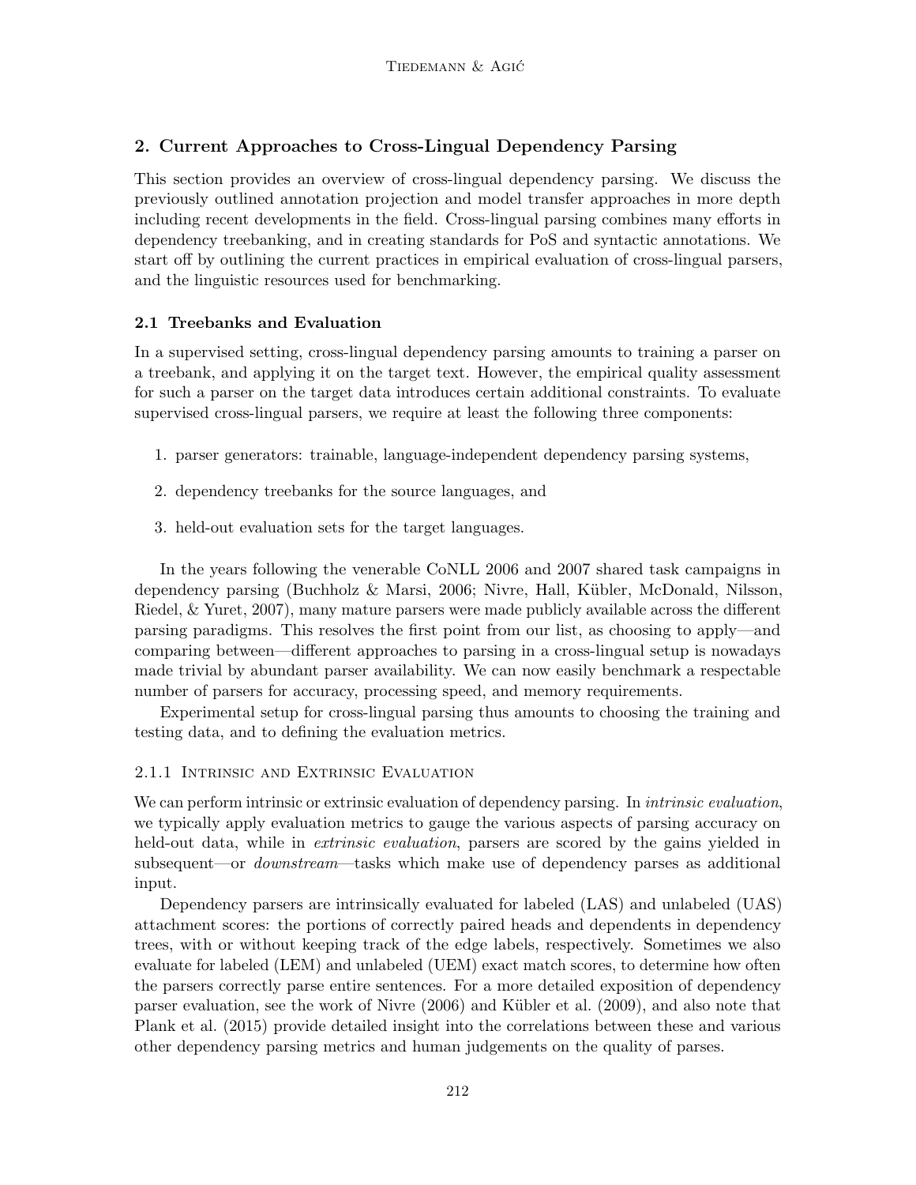## 2. Current Approaches to Cross-Lingual Dependency Parsing

This section provides an overview of cross-lingual dependency parsing. We discuss the previously outlined annotation projection and model transfer approaches in more depth including recent developments in the field. Cross-lingual parsing combines many efforts in dependency treebanking, and in creating standards for PoS and syntactic annotations. We start off by outlining the current practices in empirical evaluation of cross-lingual parsers, and the linguistic resources used for benchmarking.

### 2.1 Treebanks and Evaluation

In a supervised setting, cross-lingual dependency parsing amounts to training a parser on a treebank, and applying it on the target text. However, the empirical quality assessment for such a parser on the target data introduces certain additional constraints. To evaluate supervised cross-lingual parsers, we require at least the following three components:

1. parser generators: trainable, language-independent dependency parsing systems,
2. dependency treebanks for the source languages, and
3. held-out evaluation sets for the target languages.

In the years following the venerable CoNLL 2006 and 2007 shared task campaigns in dependency parsing (Buchholz & Marsi, 2006; Nivre, Hall, Kübler, McDonald, Nilsson, Riedel, & Yuret, 2007), many mature parsers were made publicly available across the different parsing paradigms. This resolves the first point from our list, as choosing to apply—and comparing between—different approaches to parsing in a cross-lingual setup is nowadays made trivial by abundant parser availability. We can now easily benchmark a respectable number of parsers for accuracy, processing speed, and memory requirements.

Experimental setup for cross-lingual parsing thus amounts to choosing the training and testing data, and to defining the evaluation metrics.

#### 2.1.1 Intrinsic and Extrinsic Evaluation

We can perform intrinsic or extrinsic evaluation of dependency parsing. In *intrinsic evaluation*, we typically apply evaluation metrics to gauge the various aspects of parsing accuracy on held-out data, while in *extrinsic evaluation*, parsers are scored by the gains yielded in subsequent—or *downstream*—tasks which make use of dependency parses as additional input.

Dependency parsers are intrinsically evaluated for labeled (LAS) and unlabeled (UAS) attachment scores: the portions of correctly paired heads and dependents in dependency trees, with or without keeping track of the edge labels, respectively. Sometimes we also evaluate for labeled (LEM) and unlabeled (UEM) exact match scores, to determine how often the parsers correctly parse entire sentences. For a more detailed exposition of dependency parser evaluation, see the work of Nivre (2006) and Kübler et al. (2009), and also note that Plank et al. (2015) provide detailed insight into the correlations between these and various other dependency parsing metrics and human judgements on the quality of parses.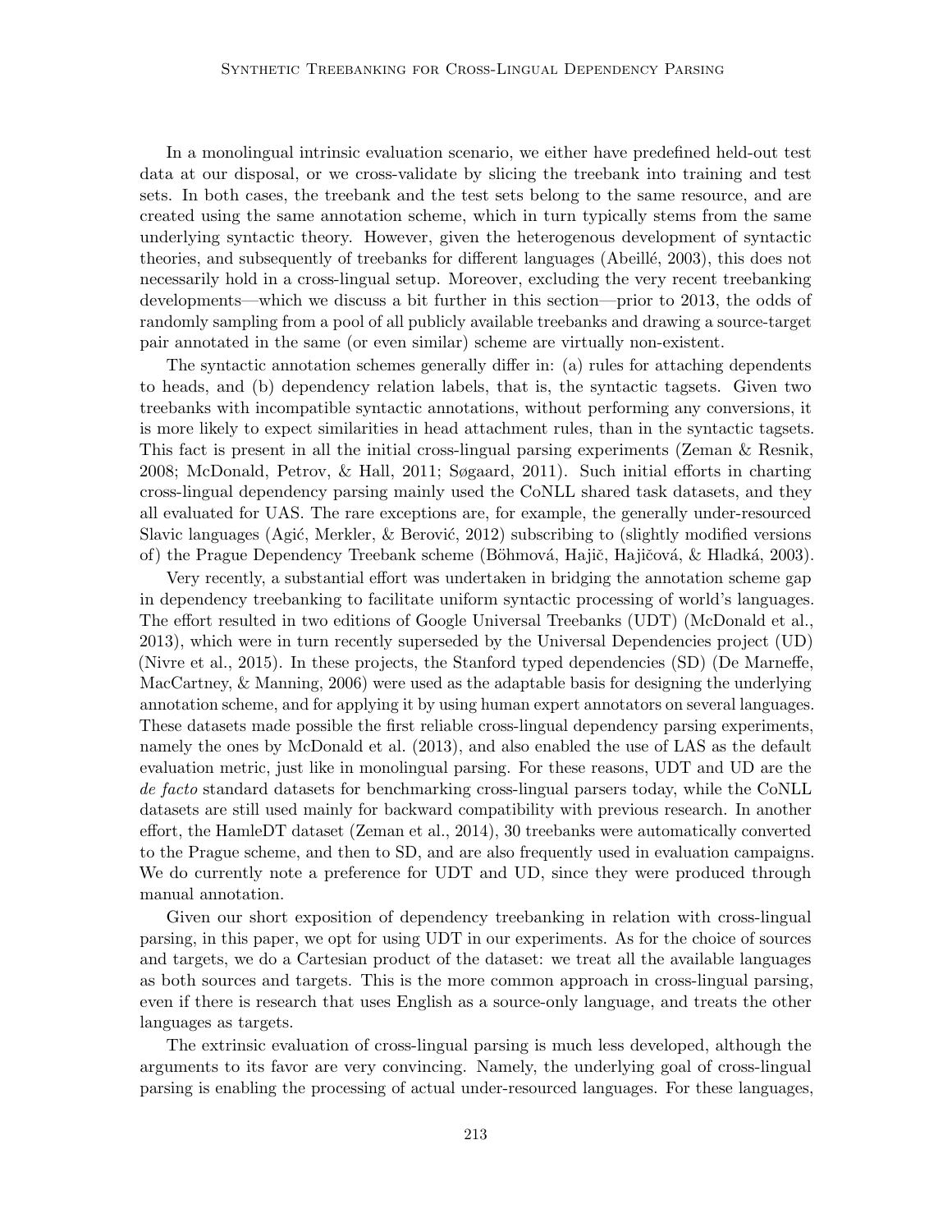In a monolingual intrinsic evaluation scenario, we either have predefined held-out test data at our disposal, or we cross-validate by slicing the treebank into training and test sets. In both cases, the treebank and the test sets belong to the same resource, and are created using the same annotation scheme, which in turn typically stems from the same underlying syntactic theory. However, given the heterogenous development of syntactic theories, and subsequently of treebanks for different languages (Abeillé, 2003), this does not necessarily hold in a cross-lingual setup. Moreover, excluding the very recent treebanking developments—which we discuss a bit further in this section—prior to 2013, the odds of randomly sampling from a pool of all publicly available treebanks and drawing a source-target pair annotated in the same (or even similar) scheme are virtually non-existent.

The syntactic annotation schemes generally differ in: (a) rules for attaching dependents to heads, and (b) dependency relation labels, that is, the syntactic tagsets. Given two treebanks with incompatible syntactic annotations, without performing any conversions, it is more likely to expect similarities in head attachment rules, than in the syntactic tagsets. This fact is present in all the initial cross-lingual parsing experiments (Zeman & Resnik, 2008; McDonald, Petrov, & Hall, 2011; Søgaard, 2011). Such initial efforts in charting cross-lingual dependency parsing mainly used the CoNLL shared task datasets, and they all evaluated for UAS. The rare exceptions are, for example, the generally under-resourced Slavic languages (Agić, Merkler, & Berović, 2012) subscribing to (slightly modified versions of) the Prague Dependency Treebank scheme (Böhmová, Hajič, Hajičová, & Hladká, 2003).

Very recently, a substantial effort was undertaken in bridging the annotation scheme gap in dependency treebanking to facilitate uniform syntactic processing of world's languages. The effort resulted in two editions of Google Universal Treebanks (UDT) (McDonald et al., 2013), which were in turn recently superseded by the Universal Dependencies project (UD) (Nivre et al., 2015). In these projects, the Stanford typed dependencies (SD) (De Marneffe, MacCartney, & Manning, 2006) were used as the adaptable basis for designing the underlying annotation scheme, and for applying it by using human expert annotators on several languages. These datasets made possible the first reliable cross-lingual dependency parsing experiments, namely the ones by McDonald et al. (2013), and also enabled the use of LAS as the default evaluation metric, just like in monolingual parsing. For these reasons, UDT and UD are the *de facto* standard datasets for benchmarking cross-lingual parsers today, while the CoNLL datasets are still used mainly for backward compatibility with previous research. In another effort, the HamleDT dataset (Zeman et al., 2014), 30 treebanks were automatically converted to the Prague scheme, and then to SD, and are also frequently used in evaluation campaigns. We do currently note a preference for UDT and UD, since they were produced through manual annotation.

Given our short exposition of dependency treebanking in relation with cross-lingual parsing, in this paper, we opt for using UDT in our experiments. As for the choice of sources and targets, we do a Cartesian product of the dataset: we treat all the available languages as both sources and targets. This is the more common approach in cross-lingual parsing, even if there is research that uses English as a source-only language, and treats the other languages as targets.

The extrinsic evaluation of cross-lingual parsing is much less developed, although the arguments to its favor are very convincing. Namely, the underlying goal of cross-lingual parsing is enabling the processing of actual under-resourced languages. For these languages,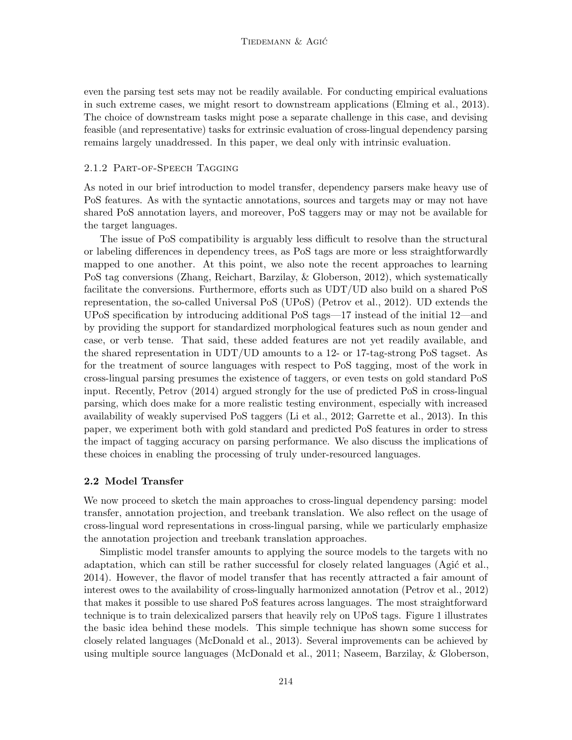even the parsing test sets may not be readily available. For conducting empirical evaluations in such extreme cases, we might resort to downstream applications (Elming et al., 2013). The choice of downstream tasks might pose a separate challenge in this case, and devising feasible (and representative) tasks for extrinsic evaluation of cross-lingual dependency parsing remains largely unaddressed. In this paper, we deal only with intrinsic evaluation.

#### 2.1.2 Part-of-Speech Tagging

As noted in our brief introduction to model transfer, dependency parsers make heavy use of PoS features. As with the syntactic annotations, sources and targets may or may not have shared PoS annotation layers, and moreover, PoS taggers may or may not be available for the target languages.

The issue of PoS compatibility is arguably less difficult to resolve than the structural or labeling differences in dependency trees, as PoS tags are more or less straightforwardly mapped to one another. At this point, we also note the recent approaches to learning PoS tag conversions (Zhang, Reichart, Barzilay, & Globerson, 2012), which systematically facilitate the conversions. Furthermore, efforts such as UDT/UD also build on a shared PoS representation, the so-called Universal PoS (UPoS) (Petrov et al., 2012). UD extends the UPoS specification by introducing additional PoS tags—17 instead of the initial 12—and by providing the support for standardized morphological features such as noun gender and case, or verb tense. That said, these added features are not yet readily available, and the shared representation in UDT/UD amounts to a 12- or 17-tag-strong PoS tagset. As for the treatment of source languages with respect to PoS tagging, most of the work in cross-lingual parsing presumes the existence of taggers, or even tests on gold standard PoS input. Recently, Petrov (2014) argued strongly for the use of predicted PoS in cross-lingual parsing, which does make for a more realistic testing environment, especially with increased availability of weakly supervised PoS taggers (Li et al., 2012; Garrette et al., 2013). In this paper, we experiment both with gold standard and predicted PoS features in order to stress the impact of tagging accuracy on parsing performance. We also discuss the implications of these choices in enabling the processing of truly under-resourced languages.

### 2.2 Model Transfer

We now proceed to sketch the main approaches to cross-lingual dependency parsing: model transfer, annotation projection, and treebank translation. We also reflect on the usage of cross-lingual word representations in cross-lingual parsing, while we particularly emphasize the annotation projection and treebank translation approaches.

Simplistic model transfer amounts to applying the source models to the targets with no adaptation, which can still be rather successful for closely related languages (Agić et al., 2014). However, the flavor of model transfer that has recently attracted a fair amount of interest owes to the availability of cross-lingually harmonized annotation (Petrov et al., 2012) that makes it possible to use shared PoS features across languages. The most straightforward technique is to train delexicalized parsers that heavily rely on UPoS tags. Figure 1 illustrates the basic idea behind these models. This simple technique has shown some success for closely related languages (McDonald et al., 2013). Several improvements can be achieved by using multiple source languages (McDonald et al., 2011; Naseem, Barzilay, & Globerson,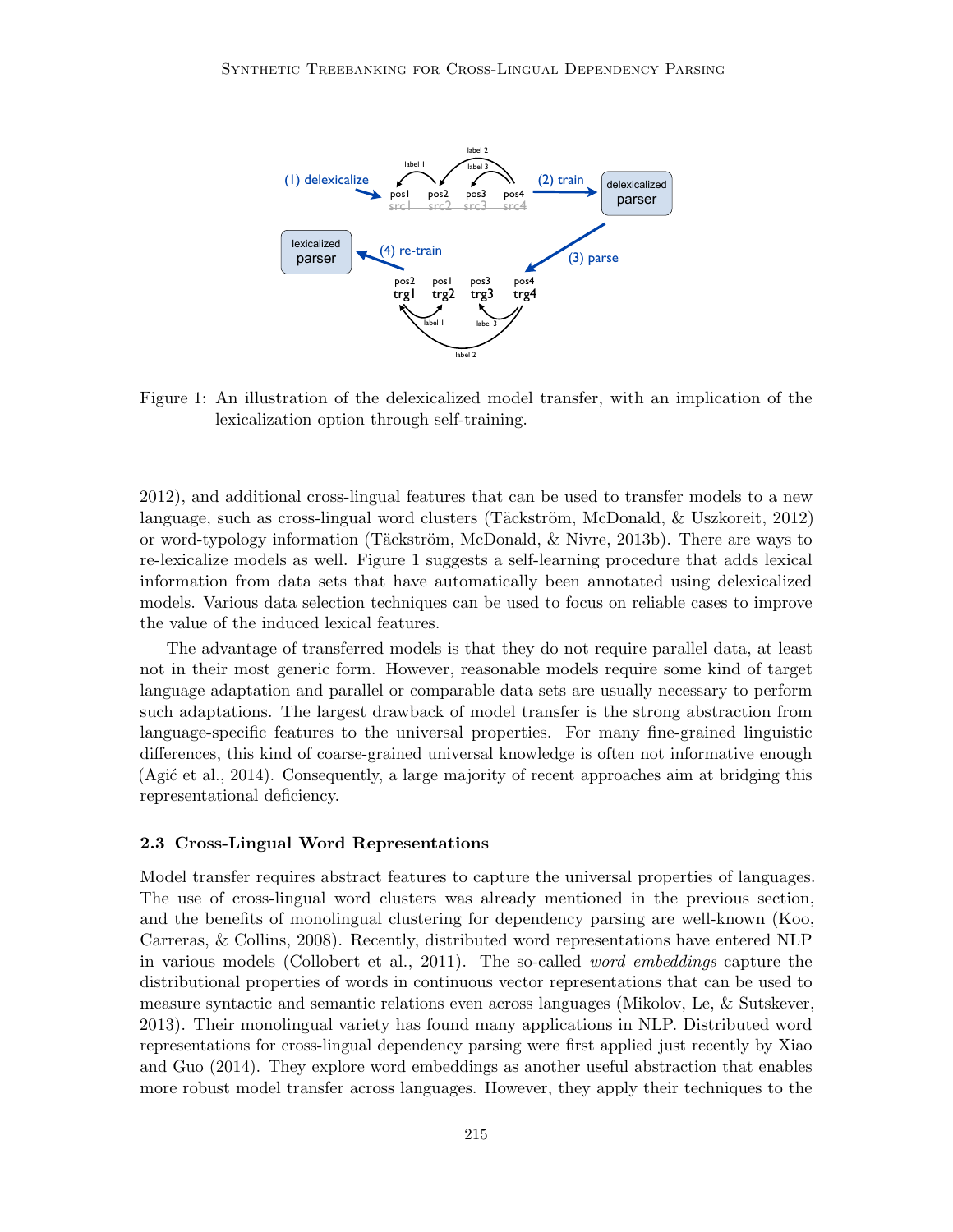Figure 1: An illustration of the delexicalized model transfer, with an implication of the lexicalization option through self-training.

2012), and additional cross-lingual features that can be used to transfer models to a new language, such as cross-lingual word clusters (Täckström, McDonald, & Uszkoreit, 2012) or word-typology information (Täckström, McDonald, & Nivre, 2013b). There are ways to re-lexicalize models as well. Figure 1 suggests a self-learning procedure that adds lexical information from data sets that have automatically been annotated using delexicalized models. Various data selection techniques can be used to focus on reliable cases to improve the value of the induced lexical features.

The advantage of transferred models is that they do not require parallel data, at least not in their most generic form. However, reasonable models require some kind of target language adaptation and parallel or comparable data sets are usually necessary to perform such adaptations. The largest drawback of model transfer is the strong abstraction from language-specific features to the universal properties. For many fine-grained linguistic differences, this kind of coarse-grained universal knowledge is often not informative enough (Agić et al., 2014). Consequently, a large majority of recent approaches aim at bridging this representational deficiency.

### 2.3 Cross-Lingual Word Representations

Model transfer requires abstract features to capture the universal properties of languages. The use of cross-lingual word clusters was already mentioned in the previous section, and the benefits of monolingual clustering for dependency parsing are well-known (Koo, Carreras, & Collins, 2008). Recently, distributed word representations have entered NLP in various models (Collobert et al., 2011). The so-called *word embeddings* capture the distributional properties of words in continuous vector representations that can be used to measure syntactic and semantic relations even across languages (Mikolov, Le, & Sutskever, 2013). Their monolingual variety has found many applications in NLP. Distributed word representations for cross-lingual dependency parsing were first applied just recently by Xiao and Guo (2014). They explore word embeddings as another useful abstraction that enables more robust model transfer across languages. However, they apply their techniques to the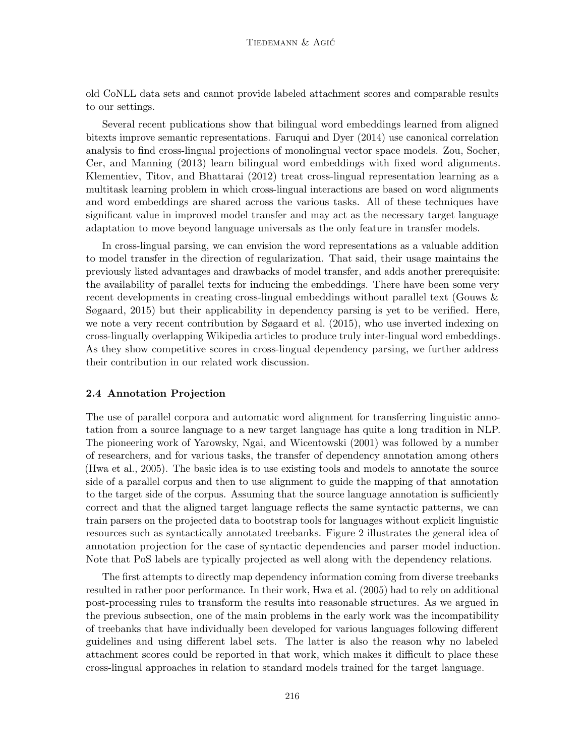old CoNLL data sets and cannot provide labeled attachment scores and comparable results to our settings.

Several recent publications show that bilingual word embeddings learned from aligned bitexts improve semantic representations. Faruqui and Dyer (2014) use canonical correlation analysis to find cross-lingual projections of monolingual vector space models. Zou, Socher, Cer, and Manning (2013) learn bilingual word embeddings with fixed word alignments. Klementiev, Titov, and Bhattarai (2012) treat cross-lingual representation learning as a multitask learning problem in which cross-lingual interactions are based on word alignments and word embeddings are shared across the various tasks. All of these techniques have significant value in improved model transfer and may act as the necessary target language adaptation to move beyond language universals as the only feature in transfer models.

In cross-lingual parsing, we can envision the word representations as a valuable addition to model transfer in the direction of regularization. That said, their usage maintains the previously listed advantages and drawbacks of model transfer, and adds another prerequisite: the availability of parallel texts for inducing the embeddings. There have been some very recent developments in creating cross-lingual embeddings without parallel text (Gouws & Søgaard, 2015) but their applicability in dependency parsing is yet to be verified. Here, we note a very recent contribution by Søgaard et al. (2015), who use inverted indexing on cross-lingually overlapping Wikipedia articles to produce truly inter-lingual word embeddings. As they show competitive scores in cross-lingual dependency parsing, we further address their contribution in our related work discussion.

### 2.4 Annotation Projection

The use of parallel corpora and automatic word alignment for transferring linguistic annotation from a source language to a new target language has quite a long tradition in NLP. The pioneering work of Yarowsky, Ngai, and Wicentowski (2001) was followed by a number of researchers, and for various tasks, the transfer of dependency annotation among others (Hwa et al., 2005). The basic idea is to use existing tools and models to annotate the source side of a parallel corpus and then to use alignment to guide the mapping of that annotation to the target side of the corpus. Assuming that the source language annotation is sufficiently correct and that the aligned target language reflects the same syntactic patterns, we can train parsers on the projected data to bootstrap tools for languages without explicit linguistic resources such as syntactically annotated treebanks. Figure 2 illustrates the general idea of annotation projection for the case of syntactic dependencies and parser model induction. Note that PoS labels are typically projected as well along with the dependency relations.

The first attempts to directly map dependency information coming from diverse treebanks resulted in rather poor performance. In their work, Hwa et al. (2005) had to rely on additional post-processing rules to transform the results into reasonable structures. As we argued in the previous subsection, one of the main problems in the early work was the incompatibility of treebanks that have individually been developed for various languages following different guidelines and using different label sets. The latter is also the reason why no labeled attachment scores could be reported in that work, which makes it difficult to place these cross-lingual approaches in relation to standard models trained for the target language.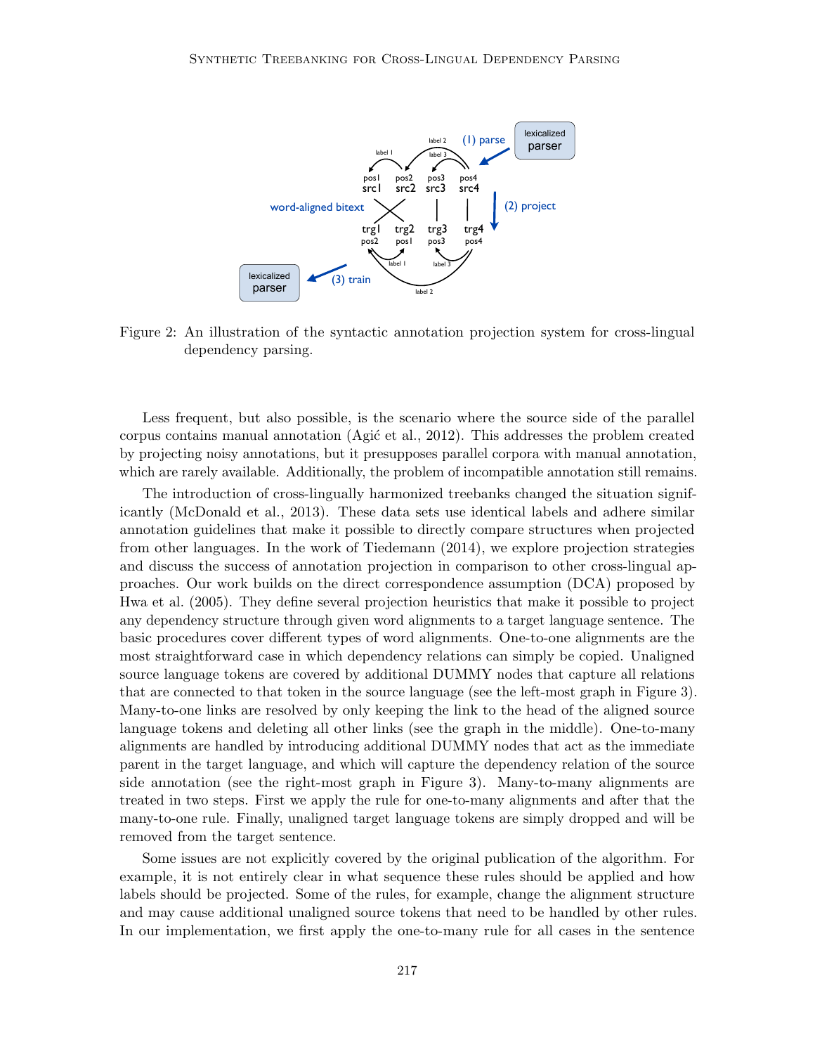Figure 2: An illustration of the syntactic annotation projection system for cross-lingual dependency parsing.

Less frequent, but also possible, is the scenario where the source side of the parallel corpus contains manual annotation (Agić et al., 2012). This addresses the problem created by projecting noisy annotations, but it presupposes parallel corpora with manual annotation, which are rarely available. Additionally, the problem of incompatible annotation still remains.

The introduction of cross-lingually harmonized treebanks changed the situation significantly (McDonald et al., 2013). These data sets use identical labels and adhere similar annotation guidelines that make it possible to directly compare structures when projected from other languages. In the work of Tiedemann (2014), we explore projection strategies and discuss the success of annotation projection in comparison to other cross-lingual approaches. Our work builds on the direct correspondence assumption (DCA) proposed by Hwa et al. (2005). They define several projection heuristics that make it possible to project any dependency structure through given word alignments to a target language sentence. The basic procedures cover different types of word alignments. One-to-one alignments are the most straightforward case in which dependency relations can simply be copied. Unaligned source language tokens are covered by additional DUMMY nodes that capture all relations that are connected to that token in the source language (see the left-most graph in Figure 3). Many-to-one links are resolved by only keeping the link to the head of the aligned source language tokens and deleting all other links (see the graph in the middle). One-to-many alignments are handled by introducing additional DUMMY nodes that act as the immediate parent in the target language, and which will capture the dependency relation of the source side annotation (see the right-most graph in Figure 3). Many-to-many alignments are treated in two steps. First we apply the rule for one-to-many alignments and after that the many-to-one rule. Finally, unaligned target language tokens are simply dropped and will be removed from the target sentence.

Some issues are not explicitly covered by the original publication of the algorithm. For example, it is not entirely clear in what sequence these rules should be applied and how labels should be projected. Some of the rules, for example, change the alignment structure and may cause additional unaligned source tokens that need to be handled by other rules. In our implementation, we first apply the one-to-many rule for all cases in the sentence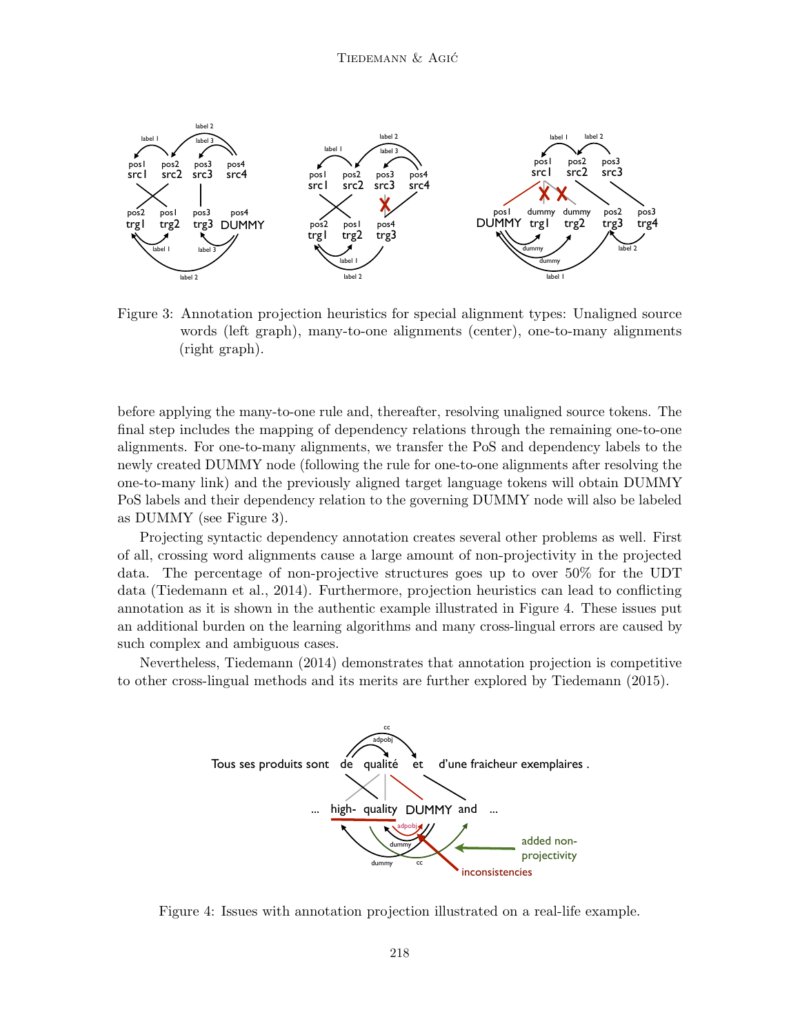Figure 3: Annotation projection heuristics for special alignment types: Unaligned source words (left graph), many-to-one alignments (center), one-to-many alignments (right graph).

before applying the many-to-one rule and, thereafter, resolving unaligned source tokens. The final step includes the mapping of dependency relations through the remaining one-to-one alignments. For one-to-many alignments, we transfer the PoS and dependency labels to the newly created DUMMY node (following the rule for one-to-one alignments after resolving the one-to-many link) and the previously aligned target language tokens will obtain DUMMY PoS labels and their dependency relation to the governing DUMMY node will also be labeled as DUMMY (see Figure 3).

Projecting syntactic dependency annotation creates several other problems as well. First of all, crossing word alignments cause a large amount of non-projectivity in the projected data. The percentage of non-projective structures goes up to over 50% for the UDT data (Tiedemann et al., 2014). Furthermore, projection heuristics can lead to conflicting annotation as it is shown in the authentic example illustrated in Figure 4. These issues put an additional burden on the learning algorithms and many cross-lingual errors are caused by such complex and ambiguous cases.

Nevertheless, Tiedemann (2014) demonstrates that annotation projection is competitive to other cross-lingual methods and its merits are further explored by Tiedemann (2015).

Figure 4: Issues with annotation projection illustrated on a real-life example.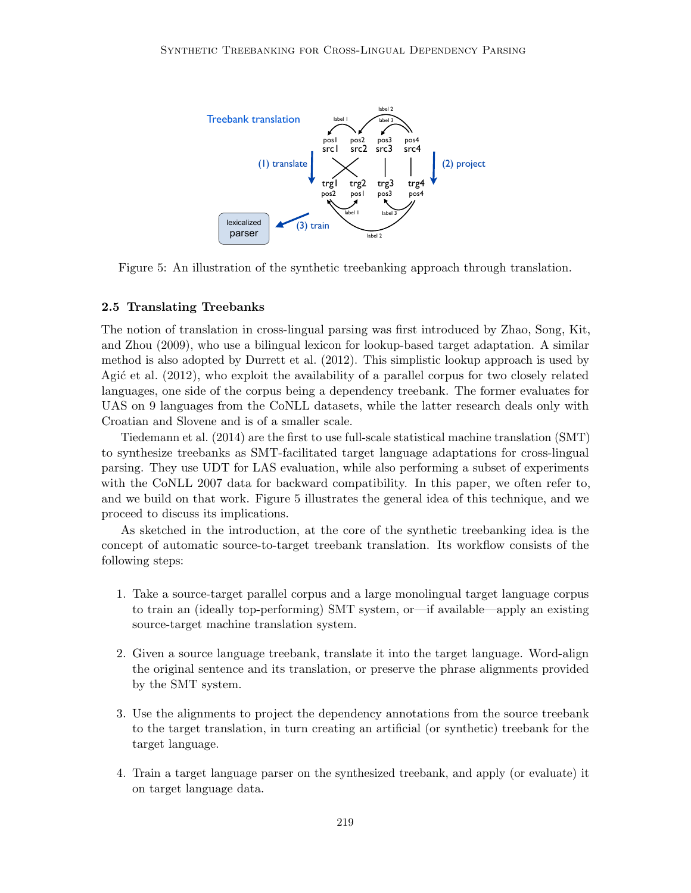Figure 5: An illustration of the synthetic treebanking approach through translation.

### 2.5 Translating Treebanks

The notion of translation in cross-lingual parsing was first introduced by Zhao, Song, Kit, and Zhou (2009), who use a bilingual lexicon for lookup-based target adaptation. A similar method is also adopted by Durrett et al. (2012). This simplistic lookup approach is used by Agić et al. (2012), who exploit the availability of a parallel corpus for two closely related languages, one side of the corpus being a dependency treebank. The former evaluates for UAS on 9 languages from the CoNLL datasets, while the latter research deals only with Croatian and Slovene and is of a smaller scale.

Tiedemann et al. (2014) are the first to use full-scale statistical machine translation (SMT) to synthesize treebanks as SMT-facilitated target language adaptations for cross-lingual parsing. They use UDT for LAS evaluation, while also performing a subset of experiments with the CoNLL 2007 data for backward compatibility. In this paper, we often refer to, and we build on that work. Figure 5 illustrates the general idea of this technique, and we proceed to discuss its implications.

As sketched in the introduction, at the core of the synthetic treebanking idea is the concept of automatic source-to-target treebank translation. Its workflow consists of the following steps:

1. Take a source-target parallel corpus and a large monolingual target language corpus to train an (ideally top-performing) SMT system, or—if available—apply an existing source-target machine translation system.

2. Given a source language treebank, translate it into the target language. Word-align the original sentence and its translation, or preserve the phrase alignments provided by the SMT system.

3. Use the alignments to project the dependency annotations from the source treebank to the target translation, in turn creating an artificial (or synthetic) treebank for the target language.

4. Train a target language parser on the synthesized treebank, and apply (or evaluate) it on target language data.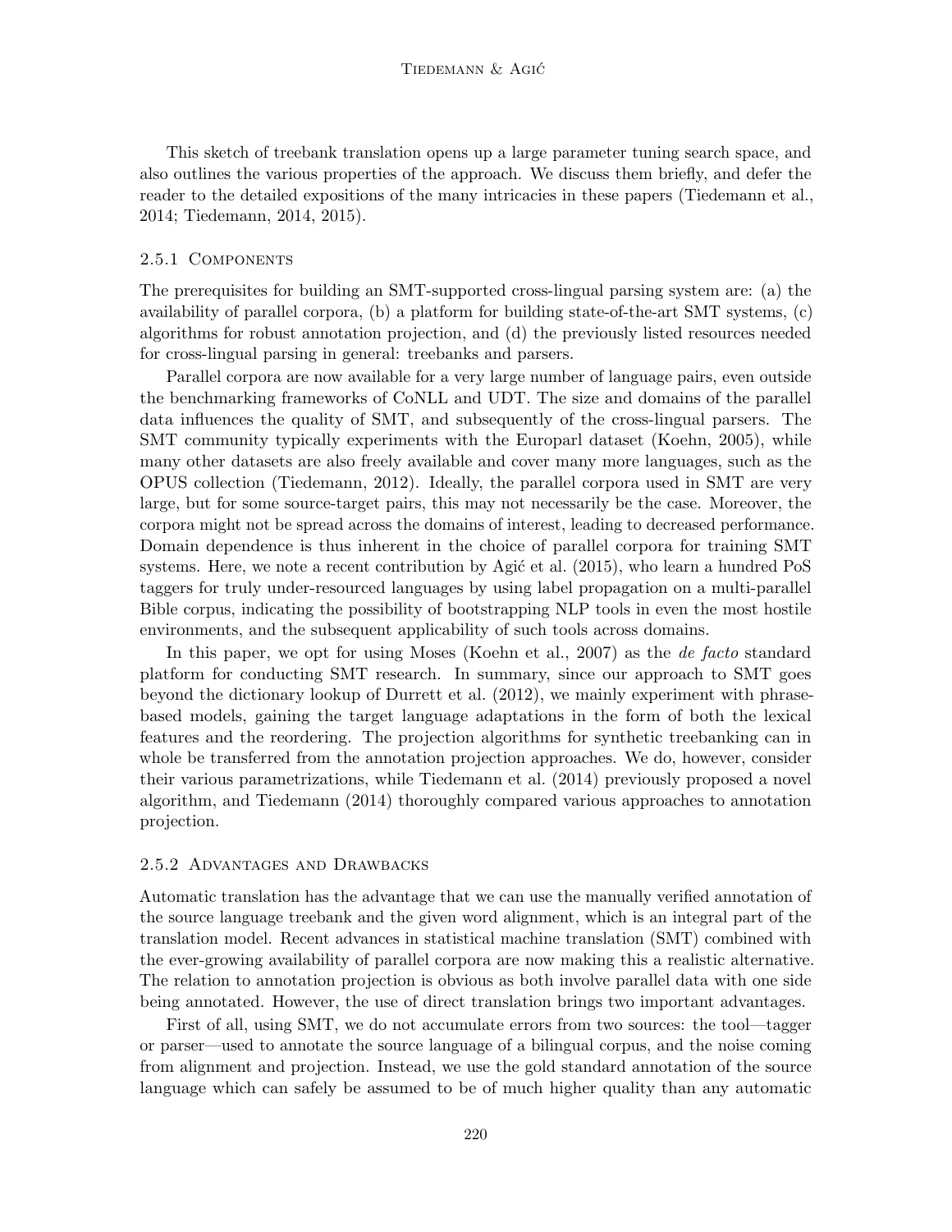This sketch of treebank translation opens up a large parameter tuning search space, and also outlines the various properties of the approach. We discuss them briefly, and defer the reader to the detailed expositions of the many intricacies in these papers (Tiedemann et al., 2014; Tiedemann, 2014, 2015).

#### 2.5.1 Components

The prerequisites for building an SMT-supported cross-lingual parsing system are: (a) the availability of parallel corpora, (b) a platform for building state-of-the-art SMT systems, (c) algorithms for robust annotation projection, and (d) the previously listed resources needed for cross-lingual parsing in general: treebanks and parsers.

Parallel corpora are now available for a very large number of language pairs, even outside the benchmarking frameworks of CoNLL and UDT. The size and domains of the parallel data influences the quality of SMT, and subsequently of the cross-lingual parsers. The SMT community typically experiments with the Europarl dataset (Koehn, 2005), while many other datasets are also freely available and cover many more languages, such as the OPUS collection (Tiedemann, 2012). Ideally, the parallel corpora used in SMT are very large, but for some source-target pairs, this may not necessarily be the case. Moreover, the corpora might not be spread across the domains of interest, leading to decreased performance. Domain dependence is thus inherent in the choice of parallel corpora for training SMT systems. Here, we note a recent contribution by Agić et al. (2015), who learn a hundred PoS taggers for truly under-resourced languages by using label propagation on a multi-parallel Bible corpus, indicating the possibility of bootstrapping NLP tools in even the most hostile environments, and the subsequent applicability of such tools across domains.

In this paper, we opt for using Moses (Koehn et al., 2007) as the *de facto* standard platform for conducting SMT research. In summary, since our approach to SMT goes beyond the dictionary lookup of Durrett et al. (2012), we mainly experiment with phrase-based models, gaining the target language adaptations in the form of both the lexical features and the reordering. The projection algorithms for synthetic treebanking can in whole be transferred from the annotation projection approaches. We do, however, consider their various parametrizations, while Tiedemann et al. (2014) previously proposed a novel algorithm, and Tiedemann (2014) thoroughly compared various approaches to annotation projection.

#### 2.5.2 Advantages and Drawbacks

Automatic translation has the advantage that we can use the manually verified annotation of the source language treebank and the given word alignment, which is an integral part of the translation model. Recent advances in statistical machine translation (SMT) combined with the ever-growing availability of parallel corpora are now making this a realistic alternative. The relation to annotation projection is obvious as both involve parallel data with one side being annotated. However, the use of direct translation brings two important advantages.

First of all, using SMT, we do not accumulate errors from two sources: the tool—tagger or parser—used to annotate the source language of a bilingual corpus, and the noise coming from alignment and projection. Instead, we use the gold standard annotation of the source language which can safely be assumed to be of much higher quality than any automatic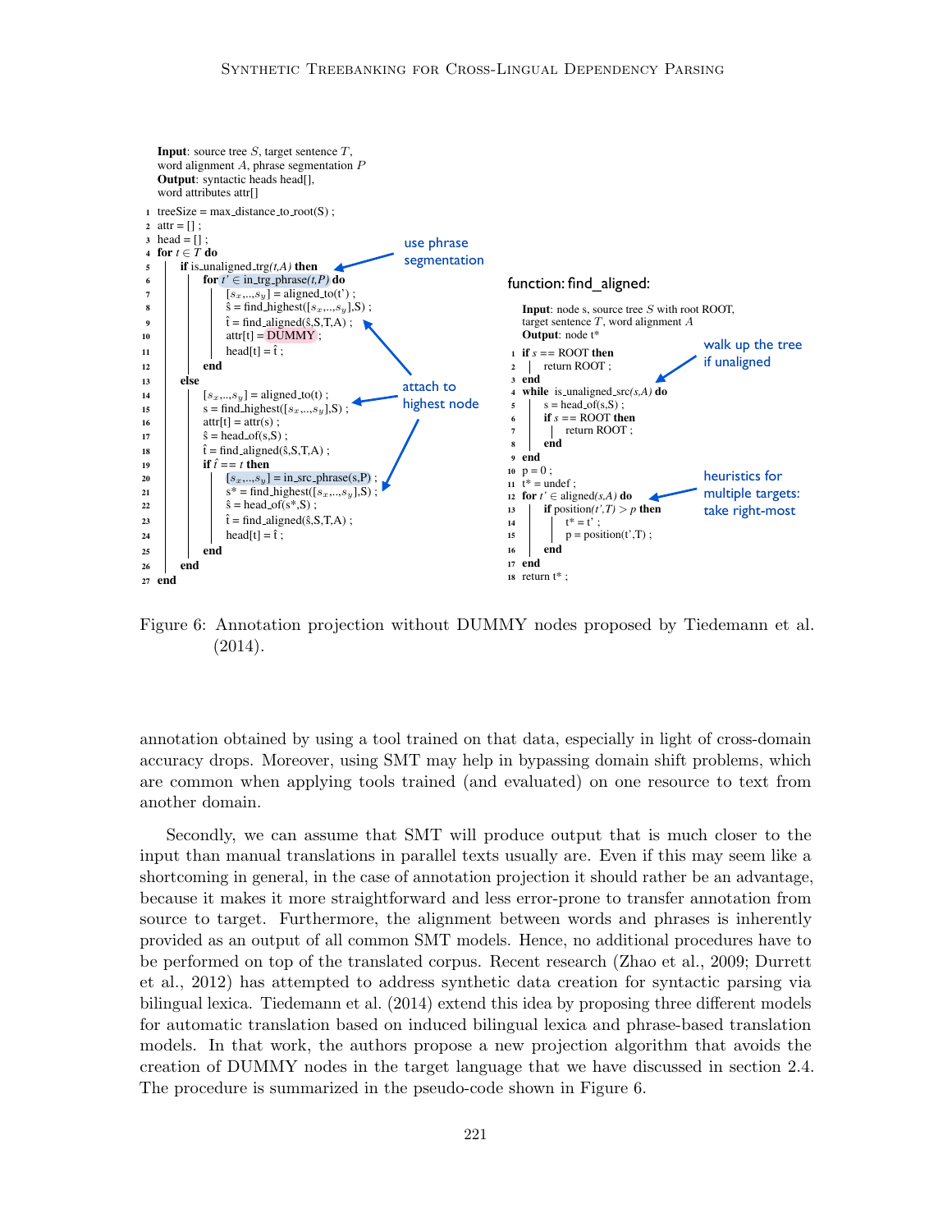**Input**: source tree $S$, target sentence $T$, word alignment $A$, phrase segmentation $P$
**Output**: syntactic heads head[], word attributes attr[]

```
 1  treeSize = max_distance_to_root(S) ;
 2  attr = [] ;
 3  head = [] ;
 4  for t ∈ T do
 5  |   if is_unaligned_trg(t,A) then                      <-- use phrase segmentation
 6  |   |   for t' ∈ in_trg_phrase(t,P) do
 7  |   |   |   [s_x,...,s_y] = aligned_to(t') ;
 8  |   |   |   ŝ = find_highest([s_x,...,s_y],S) ;
 9  |   |   |   t̂ = find_aligned(ŝ,S,T,A) ;                <-- attach to highest node
10  |   |   |   attr[t] = DUMMY ;
11  |   |   |   head[t] = t̂ ;
12  |   |   end
13  |   else
14  |   |   [s_x,...,s_y] = aligned_to(t) ;
15  |   |   s = find_highest([s_x,...,s_y],S) ;            <-- attach to highest node
16  |   |   attr[t] = attr(s) ;
17  |   |   ŝ = head_of(s,S) ;
18  |   |   t̂ = find_aligned(ŝ,S,T,A) ;
19  |   |   if t̂ == t then
20  |   |   |   [s_x,...,s_y] = in_src_phrase(s,P) ;
21  |   |   |   s* = find_highest([s_x,...,s_y],S) ;       <-- attach to highest node
22  |   |   |   ŝ = head_of(s*,S) ;
23  |   |   |   t̂ = find_aligned(ŝ,S,T,A) ;
24  |   |   |   head[t] = t̂ ;
25  |   |   end
26  |   end
27  end
```

**function: find_aligned:**

**Input**: node s, source tree $S$ with root ROOT, target sentence $T$, word alignment $A$
**Output**: node t*

```
 1  if s == ROOT then
 2  |   return ROOT ;
 3  end
 4  while is_unaligned_src(s,A) do                         <-- walk up the tree if unaligned
 5  |   s = head_of(s,S) ;
 6  |   if s == ROOT then
 7  |   |   return ROOT ;
 8  |   end
 9  end
10  p = 0 ;
11  t* = undef ;
12  for t' ∈ aligned(s,A) do                               <-- heuristics for multiple targets: take right-most
13  |   if position(t',T) > p then
14  |   |   t* = t' ;
15  |   |   p = position(t',T) ;
16  |   end
17  end
18  return t* ;
```

Figure 6: Annotation projection without DUMMY nodes proposed by Tiedemann et al. (2014).

annotation obtained by using a tool trained on that data, especially in light of cross-domain accuracy drops. Moreover, using SMT may help in bypassing domain shift problems, which are common when applying tools trained (and evaluated) on one resource to text from another domain.

Secondly, we can assume that SMT will produce output that is much closer to the input than manual translations in parallel texts usually are. Even if this may seem like a shortcoming in general, in the case of annotation projection it should rather be an advantage, because it makes it more straightforward and less error-prone to transfer annotation from source to target. Furthermore, the alignment between words and phrases is inherently provided as an output of all common SMT models. Hence, no additional procedures have to be performed on top of the translated corpus. Recent research (Zhao et al., 2009; Durrett et al., 2012) has attempted to address synthetic data creation for syntactic parsing via bilingual lexica. Tiedemann et al. (2014) extend this idea by proposing three different models for automatic translation based on induced bilingual lexica and phrase-based translation models. In that work, the authors propose a new projection algorithm that avoids the creation of DUMMY nodes in the target language that we have discussed in section 2.4. The procedure is summarized in the pseudo-code shown in Figure 6.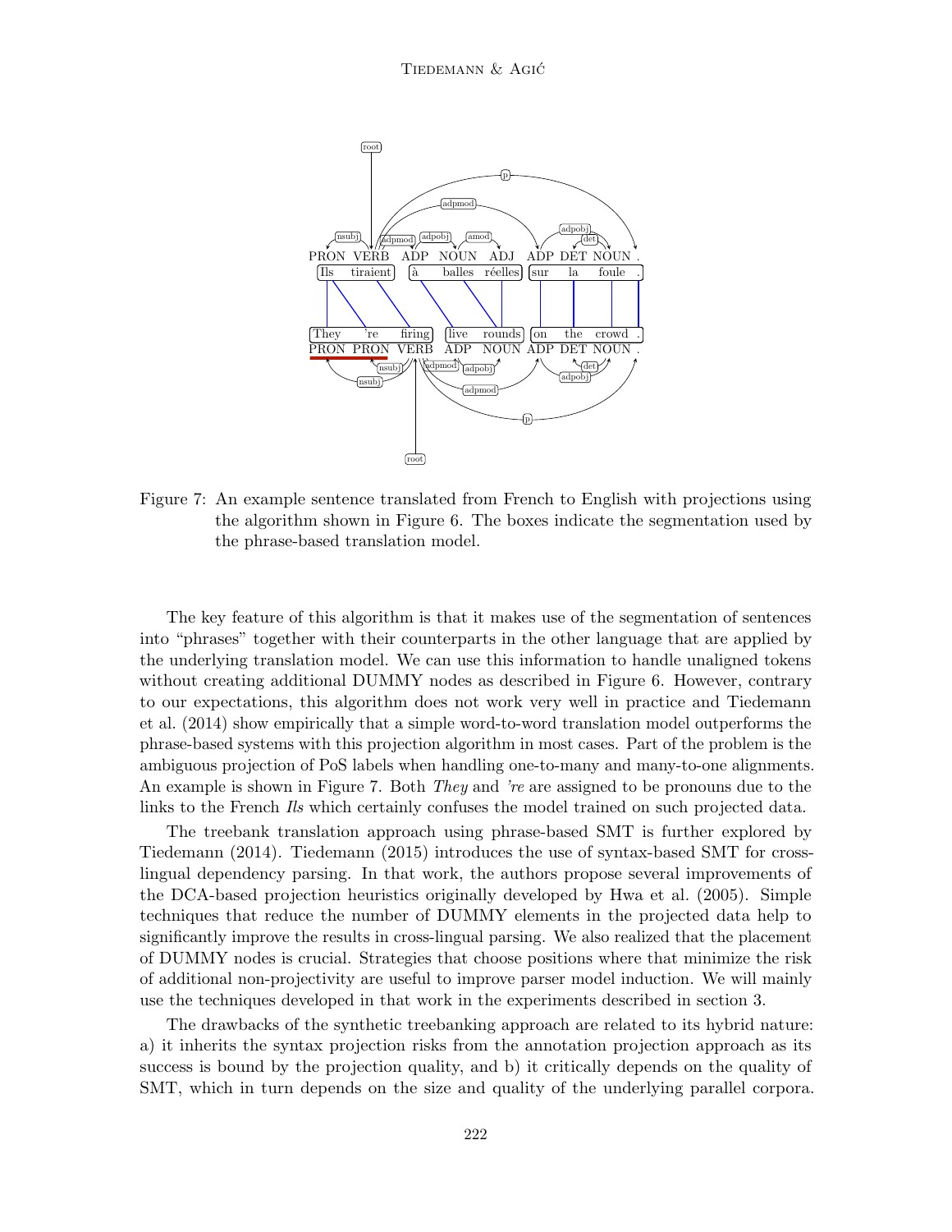Figure 7: An example sentence translated from French to English with projections using the algorithm shown in Figure 6. The boxes indicate the segmentation used by the phrase-based translation model.

The key feature of this algorithm is that it makes use of the segmentation of sentences into "phrases" together with their counterparts in the other language that are applied by the underlying translation model. We can use this information to handle unaligned tokens without creating additional DUMMY nodes as described in Figure 6. However, contrary to our expectations, this algorithm does not work very well in practice and Tiedemann et al. (2014) show empirically that a simple word-to-word translation model outperforms the phrase-based systems with this projection algorithm in most cases. Part of the problem is the ambiguous projection of PoS labels when handling one-to-many and many-to-one alignments. An example is shown in Figure 7. Both *They* and *'re* are assigned to be pronouns due to the links to the French *Ils* which certainly confuses the model trained on such projected data.

The treebank translation approach using phrase-based SMT is further explored by Tiedemann (2014). Tiedemann (2015) introduces the use of syntax-based SMT for cross-lingual dependency parsing. In that work, the authors propose several improvements of the DCA-based projection heuristics originally developed by Hwa et al. (2005). Simple techniques that reduce the number of DUMMY elements in the projected data help to significantly improve the results in cross-lingual parsing. We also realized that the placement of DUMMY nodes is crucial. Strategies that choose positions where that minimize the risk of additional non-projectivity are useful to improve parser model induction. We will mainly use the techniques developed in that work in the experiments described in section 3.

The drawbacks of the synthetic treebanking approach are related to its hybrid nature: a) it inherits the syntax projection risks from the annotation projection approach as its success is bound by the projection quality, and b) it critically depends on the quality of SMT, which in turn depends on the size and quality of the underlying parallel corpora.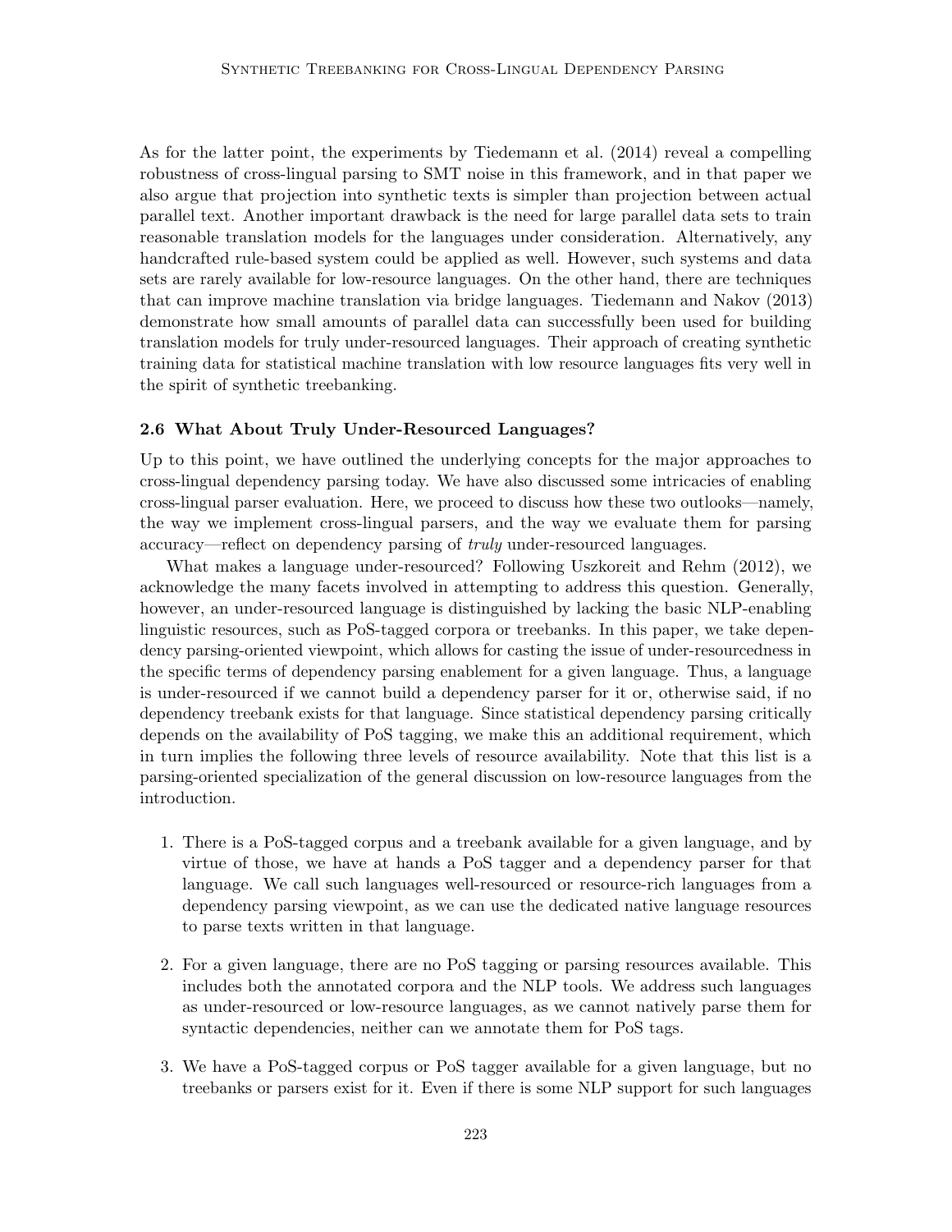As for the latter point, the experiments by Tiedemann et al. (2014) reveal a compelling robustness of cross-lingual parsing to SMT noise in this framework, and in that paper we also argue that projection into synthetic texts is simpler than projection between actual parallel text. Another important drawback is the need for large parallel data sets to train reasonable translation models for the languages under consideration. Alternatively, any handcrafted rule-based system could be applied as well. However, such systems and data sets are rarely available for low-resource languages. On the other hand, there are techniques that can improve machine translation via bridge languages. Tiedemann and Nakov (2013) demonstrate how small amounts of parallel data can successfully been used for building translation models for truly under-resourced languages. Their approach of creating synthetic training data for statistical machine translation with low resource languages fits very well in the spirit of synthetic treebanking.

### 2.6 What About Truly Under-Resourced Languages?

Up to this point, we have outlined the underlying concepts for the major approaches to cross-lingual dependency parsing today. We have also discussed some intricacies of enabling cross-lingual parser evaluation. Here, we proceed to discuss how these two outlooks—namely, the way we implement cross-lingual parsers, and the way we evaluate them for parsing accuracy—reflect on dependency parsing of *truly* under-resourced languages.

What makes a language under-resourced? Following Uszkoreit and Rehm (2012), we acknowledge the many facets involved in attempting to address this question. Generally, however, an under-resourced language is distinguished by lacking the basic NLP-enabling linguistic resources, such as PoS-tagged corpora or treebanks. In this paper, we take dependency parsing-oriented viewpoint, which allows for casting the issue of under-resourcedness in the specific terms of dependency parsing enablement for a given language. Thus, a language is under-resourced if we cannot build a dependency parser for it or, otherwise said, if no dependency treebank exists for that language. Since statistical dependency parsing critically depends on the availability of PoS tagging, we make this an additional requirement, which in turn implies the following three levels of resource availability. Note that this list is a parsing-oriented specialization of the general discussion on low-resource languages from the introduction.

1. There is a PoS-tagged corpus and a treebank available for a given language, and by virtue of those, we have at hands a PoS tagger and a dependency parser for that language. We call such languages well-resourced or resource-rich languages from a dependency parsing viewpoint, as we can use the dedicated native language resources to parse texts written in that language.

2. For a given language, there are no PoS tagging or parsing resources available. This includes both the annotated corpora and the NLP tools. We address such languages as under-resourced or low-resource languages, as we cannot natively parse them for syntactic dependencies, neither can we annotate them for PoS tags.

3. We have a PoS-tagged corpus or PoS tagger available for a given language, but no treebanks or parsers exist for it. Even if there is some NLP support for such languages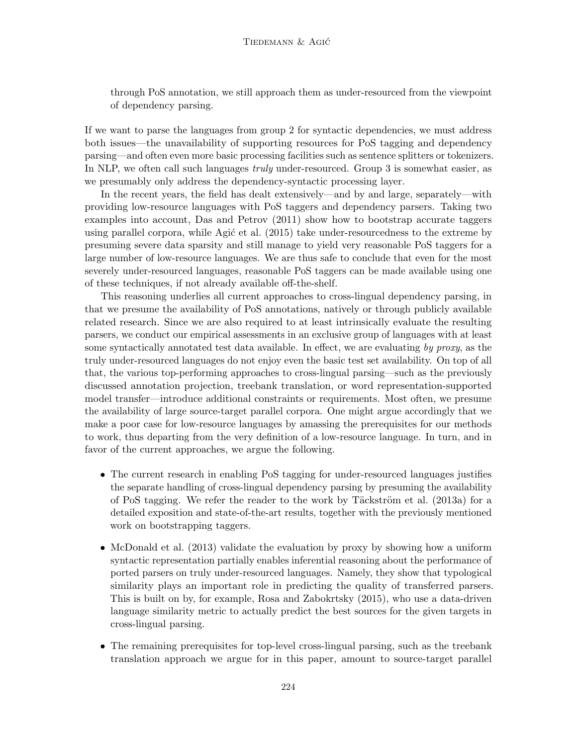through PoS annotation, we still approach them as under-resourced from the viewpoint of dependency parsing.

If we want to parse the languages from group 2 for syntactic dependencies, we must address both issues—the unavailability of supporting resources for PoS tagging and dependency parsing—and often even more basic processing facilities such as sentence splitters or tokenizers. In NLP, we often call such languages *truly* under-resourced. Group 3 is somewhat easier, as we presumably only address the dependency-syntactic processing layer.

In the recent years, the field has dealt extensively—and by and large, separately—with providing low-resource languages with PoS taggers and dependency parsers. Taking two examples into account, Das and Petrov (2011) show how to bootstrap accurate taggers using parallel corpora, while Agić et al. (2015) take under-resourcedness to the extreme by presuming severe data sparsity and still manage to yield very reasonable PoS taggers for a large number of low-resource languages. We are thus safe to conclude that even for the most severely under-resourced languages, reasonable PoS taggers can be made available using one of these techniques, if not already available off-the-shelf.

This reasoning underlies all current approaches to cross-lingual dependency parsing, in that we presume the availability of PoS annotations, natively or through publicly available related research. Since we are also required to at least intrinsically evaluate the resulting parsers, we conduct our empirical assessments in an exclusive group of languages with at least some syntactically annotated test data available. In effect, we are evaluating *by proxy*, as the truly under-resourced languages do not enjoy even the basic test set availability. On top of all that, the various top-performing approaches to cross-lingual parsing—such as the previously discussed annotation projection, treebank translation, or word representation-supported model transfer—introduce additional constraints or requirements. Most often, we presume the availability of large source-target parallel corpora. One might argue accordingly that we make a poor case for low-resource languages by amassing the prerequisites for our methods to work, thus departing from the very definition of a low-resource language. In turn, and in favor of the current approaches, we argue the following.

- The current research in enabling PoS tagging for under-resourced languages justifies the separate handling of cross-lingual dependency parsing by presuming the availability of PoS tagging. We refer the reader to the work by Täckström et al. (2013a) for a detailed exposition and state-of-the-art results, together with the previously mentioned work on bootstrapping taggers.
- McDonald et al. (2013) validate the evaluation by proxy by showing how a uniform syntactic representation partially enables inferential reasoning about the performance of ported parsers on truly under-resourced languages. Namely, they show that typological similarity plays an important role in predicting the quality of transferred parsers. This is built on by, for example, Rosa and Zabokrtsky (2015), who use a data-driven language similarity metric to actually predict the best sources for the given targets in cross-lingual parsing.
- The remaining prerequisites for top-level cross-lingual parsing, such as the treebank translation approach we argue for in this paper, amount to source-target parallel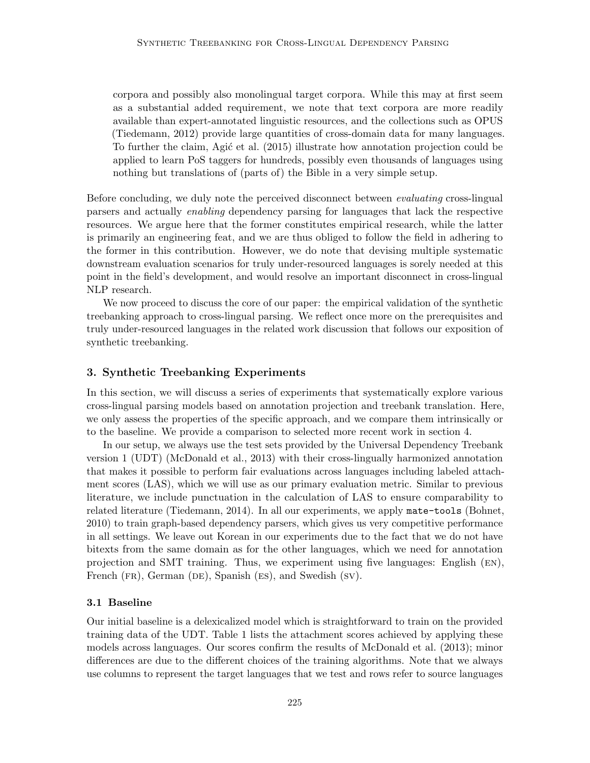corpora and possibly also monolingual target corpora. While this may at first seem as a substantial added requirement, we note that text corpora are more readily available than expert-annotated linguistic resources, and the collections such as OPUS (Tiedemann, 2012) provide large quantities of cross-domain data for many languages. To further the claim, Agić et al. (2015) illustrate how annotation projection could be applied to learn PoS taggers for hundreds, possibly even thousands of languages using nothing but translations of (parts of) the Bible in a very simple setup.

Before concluding, we duly note the perceived disconnect between *evaluating* cross-lingual parsers and actually *enabling* dependency parsing for languages that lack the respective resources. We argue here that the former constitutes empirical research, while the latter is primarily an engineering feat, and we are thus obliged to follow the field in adhering to the former in this contribution. However, we do note that devising multiple systematic downstream evaluation scenarios for truly under-resourced languages is sorely needed at this point in the field's development, and would resolve an important disconnect in cross-lingual NLP research.

We now proceed to discuss the core of our paper: the empirical validation of the synthetic treebanking approach to cross-lingual parsing. We reflect once more on the prerequisites and truly under-resourced languages in the related work discussion that follows our exposition of synthetic treebanking.

## 3. Synthetic Treebanking Experiments

In this section, we will discuss a series of experiments that systematically explore various cross-lingual parsing models based on annotation projection and treebank translation. Here, we only assess the properties of the specific approach, and we compare them intrinsically or to the baseline. We provide a comparison to selected more recent work in section 4.

In our setup, we always use the test sets provided by the Universal Dependency Treebank version 1 (UDT) (McDonald et al., 2013) with their cross-lingually harmonized annotation that makes it possible to perform fair evaluations across languages including labeled attachment scores (LAS), which we will use as our primary evaluation metric. Similar to previous literature, we include punctuation in the calculation of LAS to ensure comparability to related literature (Tiedemann, 2014). In all our experiments, we apply `mate-tools` (Bohnet, 2010) to train graph-based dependency parsers, which gives us very competitive performance in all settings. We leave out Korean in our experiments due to the fact that we do not have bitexts from the same domain as for the other languages, which we need for annotation projection and SMT training. Thus, we experiment using five languages: English (EN), French (FR), German (DE), Spanish (ES), and Swedish (SV).

### 3.1 Baseline

Our initial baseline is a delexicalized model which is straightforward to train on the provided training data of the UDT. Table 1 lists the attachment scores achieved by applying these models across languages. Our scores confirm the results of McDonald et al. (2013); minor differences are due to the different choices of the training algorithms. Note that we always use columns to represent the target languages that we test and rows refer to source languages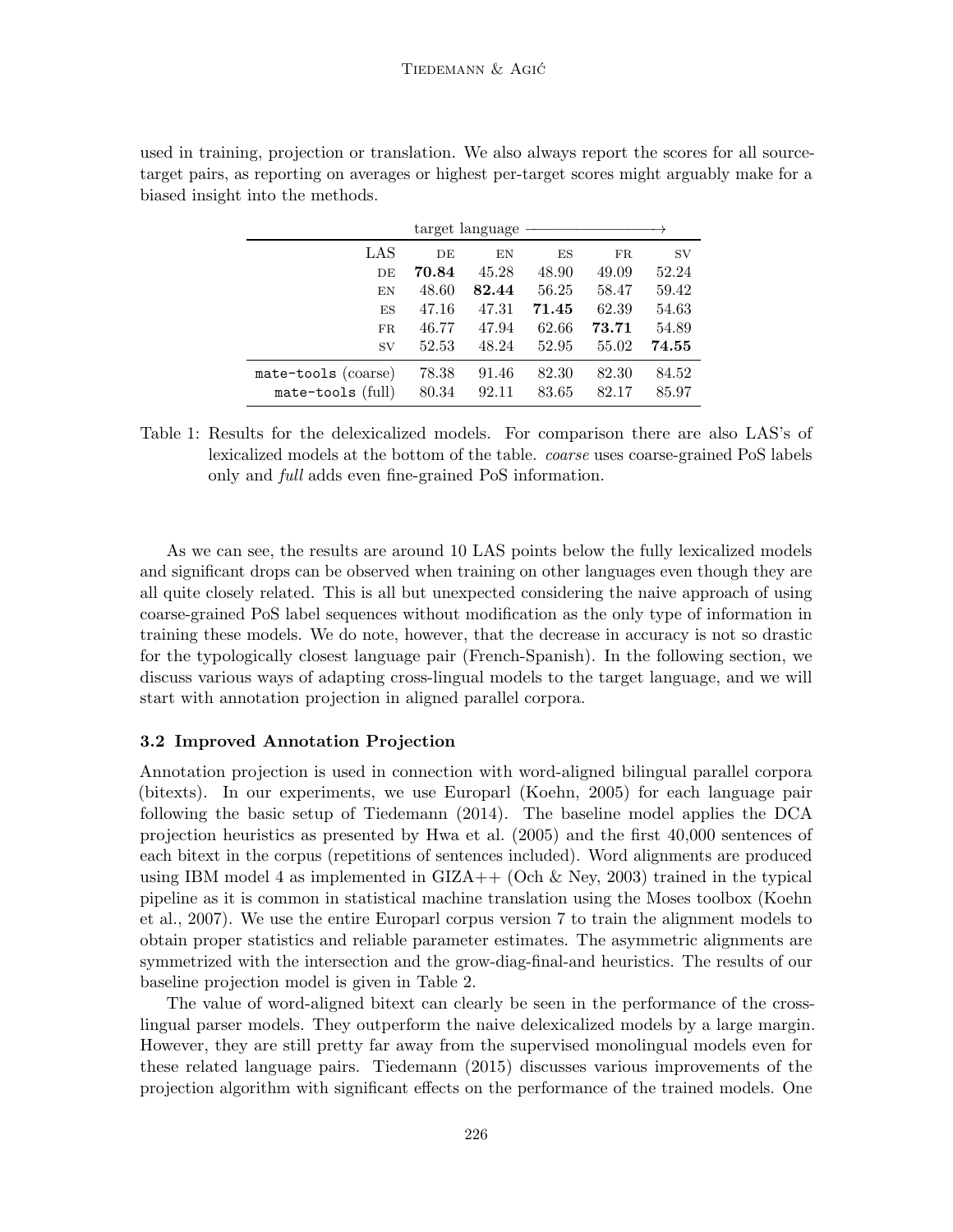used in training, projection or translation. We also always report the scores for all source-target pairs, as reporting on averages or highest per-target scores might arguably make for a biased insight into the methods.

| | target language | | | | |
|---|---|---|---|---|---|
| LAS | DE | EN | ES | FR | SV |
| DE | **70.84** | 45.28 | 48.90 | 49.09 | 52.24 |
| EN | 48.60 | **82.44** | 56.25 | 58.47 | 59.42 |
| ES | 47.16 | 47.31 | **71.45** | 62.39 | 54.63 |
| FR | 46.77 | 47.94 | 62.66 | **73.71** | 54.89 |
| SV | 52.53 | 48.24 | 52.95 | 55.02 | **74.55** |
| `mate-tools` (coarse) | 78.38 | 91.46 | 82.30 | 82.30 | 84.52 |
| `mate-tools` (full) | 80.34 | 92.11 | 83.65 | 82.17 | 85.97 |

Table 1: Results for the delexicalized models. For comparison there are also LAS's of lexicalized models at the bottom of the table. *coarse* uses coarse-grained PoS labels only and *full* adds even fine-grained PoS information.

As we can see, the results are around 10 LAS points below the fully lexicalized models and significant drops can be observed when training on other languages even though they are all quite closely related. This is all but unexpected considering the naive approach of using coarse-grained PoS label sequences without modification as the only type of information in training these models. We do note, however, that the decrease in accuracy is not so drastic for the typologically closest language pair (French-Spanish). In the following section, we discuss various ways of adapting cross-lingual models to the target language, and we will start with annotation projection in aligned parallel corpora.

### 3.2 Improved Annotation Projection

Annotation projection is used in connection with word-aligned bilingual parallel corpora (bitexts). In our experiments, we use Europarl (Koehn, 2005) for each language pair following the basic setup of Tiedemann (2014). The baseline model applies the DCA projection heuristics as presented by Hwa et al. (2005) and the first 40,000 sentences of each bitext in the corpus (repetitions of sentences included). Word alignments are produced using IBM model 4 as implemented in GIZA++ (Och & Ney, 2003) trained in the typical pipeline as it is common in statistical machine translation using the Moses toolbox (Koehn et al., 2007). We use the entire Europarl corpus version 7 to train the alignment models to obtain proper statistics and reliable parameter estimates. The asymmetric alignments are symmetrized with the intersection and the grow-diag-final-and heuristics. The results of our baseline projection model is given in Table 2.

The value of word-aligned bitext can clearly be seen in the performance of the cross-lingual parser models. They outperform the naive delexicalized models by a large margin. However, they are still pretty far away from the supervised monolingual models even for these related language pairs. Tiedemann (2015) discusses various improvements of the projection algorithm with significant effects on the performance of the trained models. One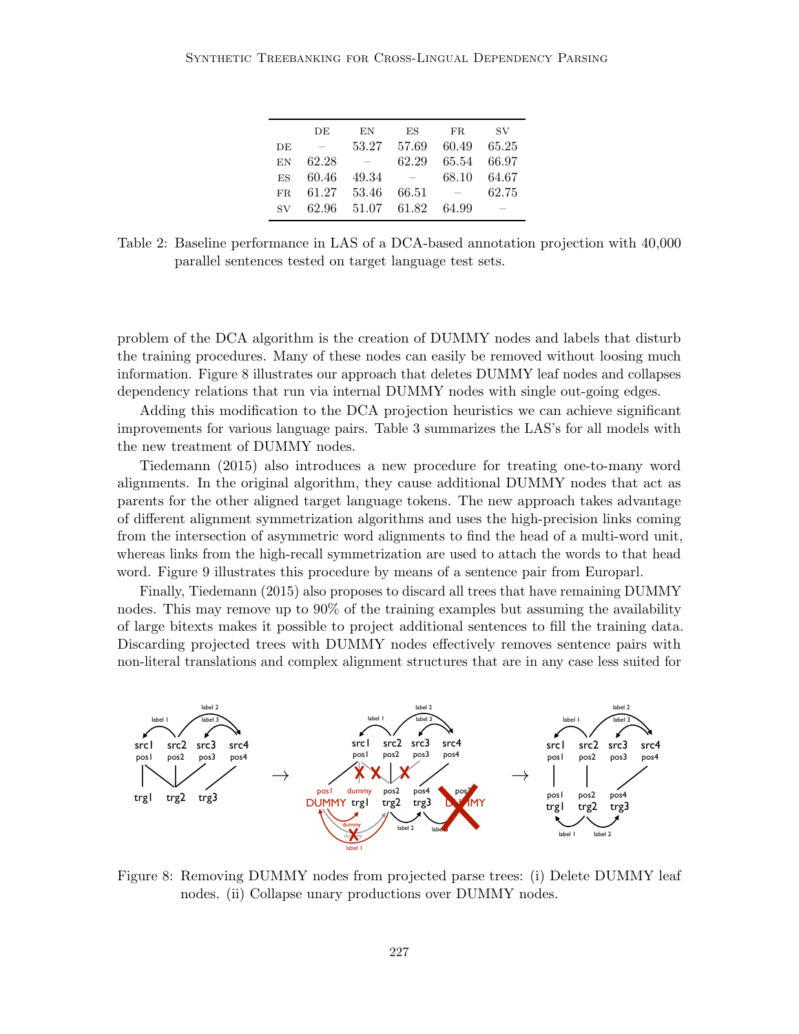| | DE | EN | ES | FR | SV |
|---|---|---|---|---|---|
| DE | – | 53.27 | 57.69 | 60.49 | 65.25 |
| EN | 62.28 | – | 62.29 | 65.54 | 66.97 |
| ES | 60.46 | 49.34 | – | 68.10 | 64.67 |
| FR | 61.27 | 53.46 | 66.51 | – | 62.75 |
| SV | 62.96 | 51.07 | 61.82 | 64.99 | – |

Table 2: Baseline performance in LAS of a DCA-based annotation projection with 40,000 parallel sentences tested on target language test sets.

problem of the DCA algorithm is the creation of DUMMY nodes and labels that disturb the training procedures. Many of these nodes can easily be removed without loosing much information. Figure 8 illustrates our approach that deletes DUMMY leaf nodes and collapses dependency relations that run via internal DUMMY nodes with single out-going edges.

Adding this modification to the DCA projection heuristics we can achieve significant improvements for various language pairs. Table 3 summarizes the LAS's for all models with the new treatment of DUMMY nodes.

Tiedemann (2015) also introduces a new procedure for treating one-to-many word alignments. In the original algorithm, they cause additional DUMMY nodes that act as parents for the other aligned target language tokens. The new approach takes advantage of different alignment symmetrization algorithms and uses the high-precision links coming from the intersection of asymmetric word alignments to find the head of a multi-word unit, whereas links from the high-recall symmetrization are used to attach the words to that head word. Figure 9 illustrates this procedure by means of a sentence pair from Europarl.

Finally, Tiedemann (2015) also proposes to discard all trees that have remaining DUMMY nodes. This may remove up to 90% of the training examples but assuming the availability of large bitexts makes it possible to project additional sentences to fill the training data. Discarding projected trees with DUMMY nodes effectively removes sentence pairs with non-literal translations and complex alignment structures that are in any case less suited for

Figure 8: Removing DUMMY nodes from projected parse trees: (i) Delete DUMMY leaf nodes. (ii) Collapse unary productions over DUMMY nodes.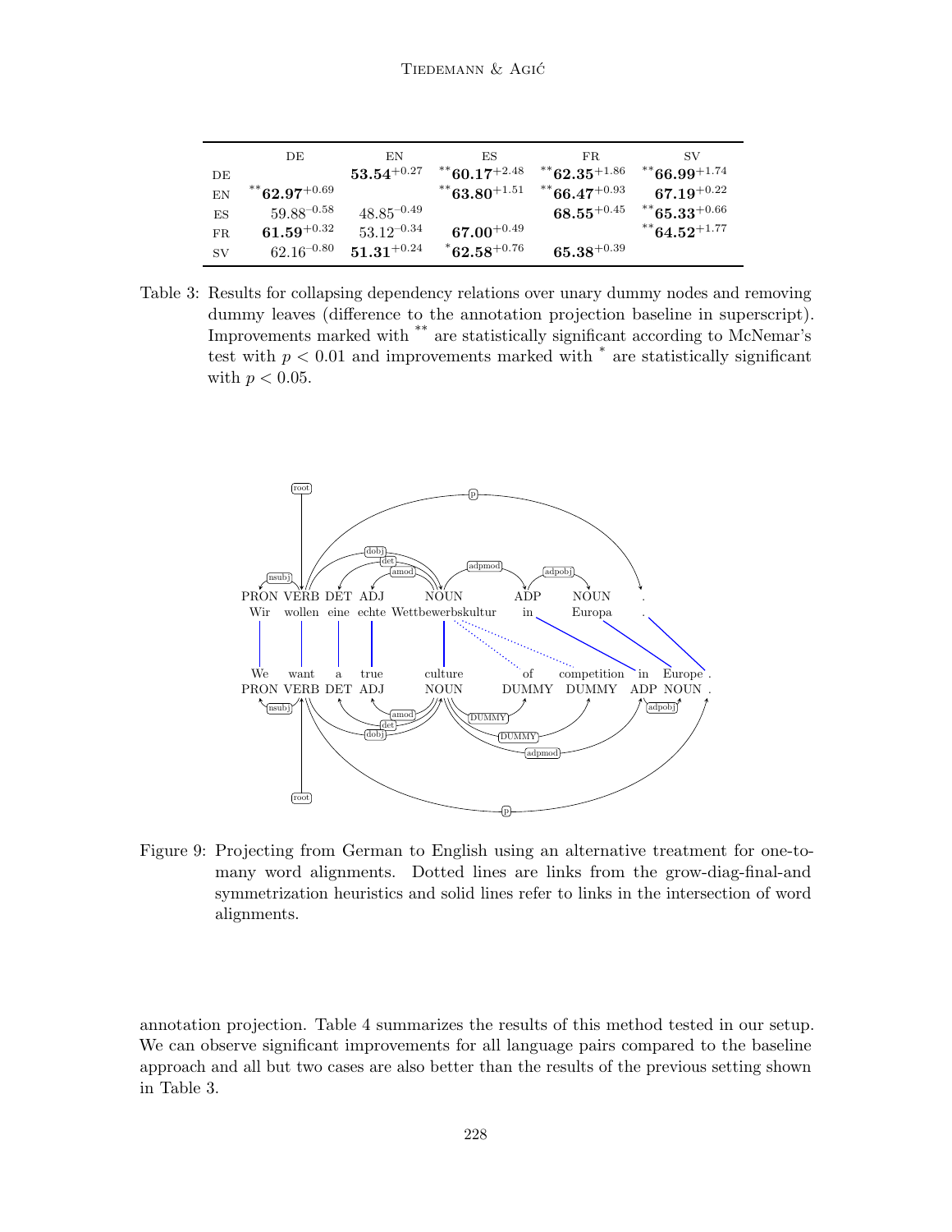| | DE | EN | ES | FR | SV |
|---|---|---|---|---|---|
| DE | | $\mathbf{53.54}^{+0.27}$ | $^{**}\mathbf{60.17}^{+2.48}$ | $^{**}\mathbf{62.35}^{+1.86}$ | $^{**}\mathbf{66.99}^{+1.74}$ |
| EN | $^{**}\mathbf{62.97}^{+0.69}$ | | $^{**}\mathbf{63.80}^{+1.51}$ | $^{**}\mathbf{66.47}^{+0.93}$ | $\mathbf{67.19}^{+0.22}$ |
| ES | $59.88^{-0.58}$ | $48.85^{-0.49}$ | | $\mathbf{68.55}^{+0.45}$ | $^{**}\mathbf{65.33}^{+0.66}$ |
| FR | $\mathbf{61.59}^{+0.32}$ | $53.12^{-0.34}$ | $\mathbf{67.00}^{+0.49}$ | | $^{**}\mathbf{64.52}^{+1.77}$ |
| SV | $62.16^{-0.80}$ | $\mathbf{51.31}^{+0.24}$ | $^{*}\mathbf{62.58}^{+0.76}$ | $\mathbf{65.38}^{+0.39}$ | |

Table 3: Results for collapsing dependency relations over unary dummy nodes and removing dummy leaves (difference to the annotation projection baseline in superscript). Improvements marked with ** are statistically significant according to McNemar's test with $p < 0.01$ and improvements marked with * are statistically significant with $p < 0.05$.

Figure 9: Projecting from German to English using an alternative treatment for one-to-many word alignments. Dotted lines are links from the grow-diag-final-and symmetrization heuristics and solid lines refer to links in the intersection of word alignments.

annotation projection. Table 4 summarizes the results of this method tested in our setup. We can observe significant improvements for all language pairs compared to the baseline approach and all but two cases are also better than the results of the previous setting shown in Table 3.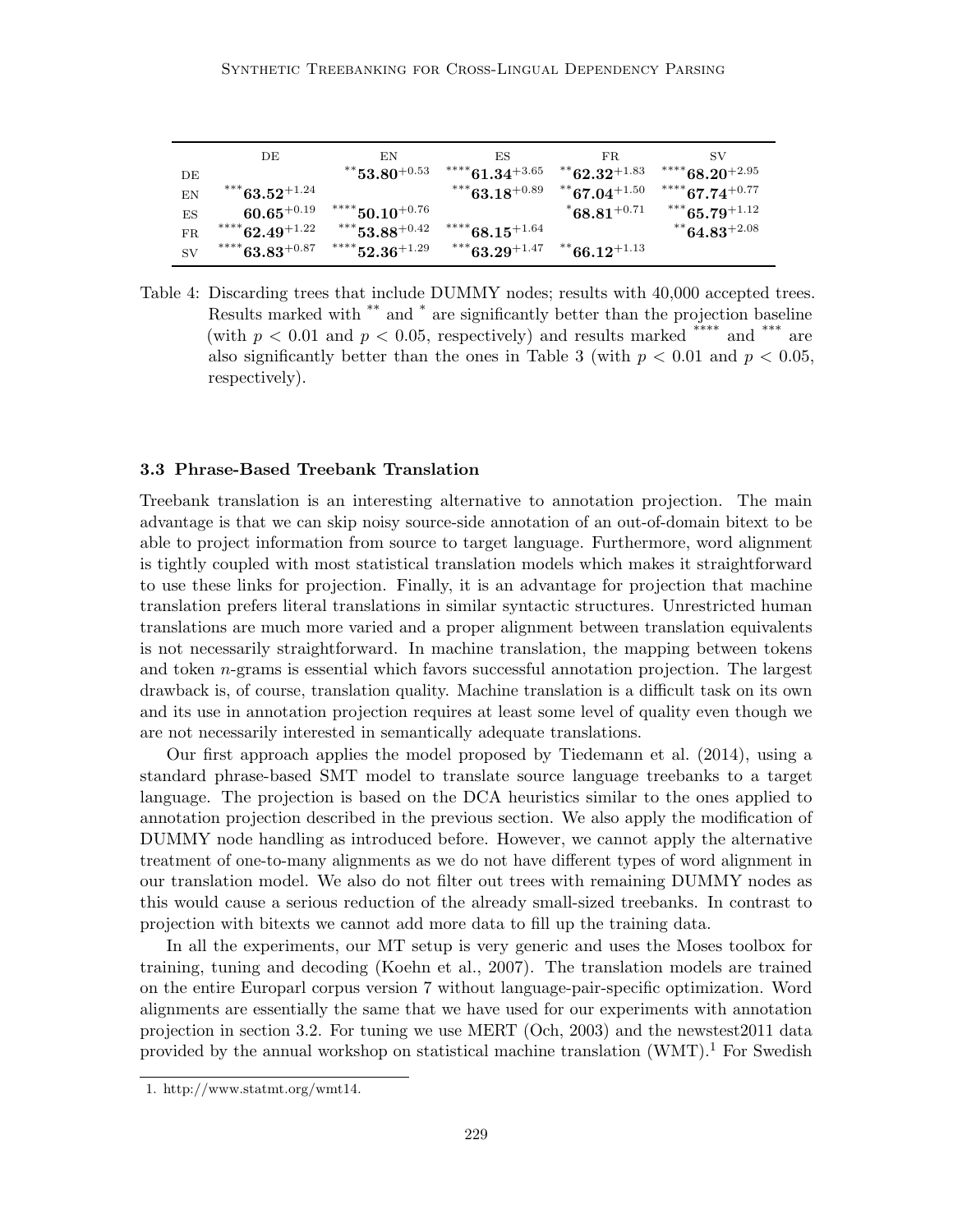| | DE | EN | ES | FR | SV |
|---|---|---|---|---|---|
| DE | | $^{**}\mathbf{53.80}^{+0.53}$ | $^{****}\mathbf{61.34}^{+3.65}$ | $^{**}\mathbf{62.32}^{+1.83}$ | $^{****}\mathbf{68.20}^{+2.95}$ |
| EN | $^{***}\mathbf{63.52}^{+1.24}$ | | $^{***}\mathbf{63.18}^{+0.89}$ | $^{**}\mathbf{67.04}^{+1.50}$ | $^{****}\mathbf{67.74}^{+0.77}$ |
| ES | $\mathbf{60.65}^{+0.19}$ | $^{****}\mathbf{50.10}^{+0.76}$ | | $^{*}\mathbf{68.81}^{+0.71}$ | $^{***}\mathbf{65.79}^{+1.12}$ |
| FR | $^{****}\mathbf{62.49}^{+1.22}$ | $^{***}\mathbf{53.88}^{+0.42}$ | $^{****}\mathbf{68.15}^{+1.64}$ | | $^{**}\mathbf{64.83}^{+2.08}$ |
| SV | $^{****}\mathbf{63.83}^{+0.87}$ | $^{****}\mathbf{52.36}^{+1.29}$ | $^{***}\mathbf{63.29}^{+1.47}$ | $^{**}\mathbf{66.12}^{+1.13}$ | |

Table 4: Discarding trees that include DUMMY nodes; results with 40,000 accepted trees. Results marked with ** and * are significantly better than the projection baseline (with $p < 0.01$ and $p < 0.05$, respectively) and results marked **** and *** are also significantly better than the ones in Table 3 (with $p < 0.01$ and $p < 0.05$, respectively).

### 3.3 Phrase-Based Treebank Translation

Treebank translation is an interesting alternative to annotation projection. The main advantage is that we can skip noisy source-side annotation of an out-of-domain bitext to be able to project information from source to target language. Furthermore, word alignment is tightly coupled with most statistical translation models which makes it straightforward to use these links for projection. Finally, it is an advantage for projection that machine translation prefers literal translations in similar syntactic structures. Unrestricted human translations are much more varied and a proper alignment between translation equivalents is not necessarily straightforward. In machine translation, the mapping between tokens and token $n$-grams is essential which favors successful annotation projection. The largest drawback is, of course, translation quality. Machine translation is a difficult task on its own and its use in annotation projection requires at least some level of quality even though we are not necessarily interested in semantically adequate translations.

Our first approach applies the model proposed by Tiedemann et al. (2014), using a standard phrase-based SMT model to translate source language treebanks to a target language. The projection is based on the DCA heuristics similar to the ones applied to annotation projection described in the previous section. We also apply the modification of DUMMY node handling as introduced before. However, we cannot apply the alternative treatment of one-to-many alignments as we do not have different types of word alignment in our translation model. We also do not filter out trees with remaining DUMMY nodes as this would cause a serious reduction of the already small-sized treebanks. In contrast to projection with bitexts we cannot add more data to fill up the training data.

In all the experiments, our MT setup is very generic and uses the Moses toolbox for training, tuning and decoding (Koehn et al., 2007). The translation models are trained on the entire Europarl corpus version 7 without language-pair-specific optimization. Word alignments are essentially the same that we have used for our experiments with annotation projection in section 3.2. For tuning we use MERT (Och, 2003) and the newstest2011 data provided by the annual workshop on statistical machine translation (WMT).[1] For Swedish

1. http://www.statmt.org/wmt14.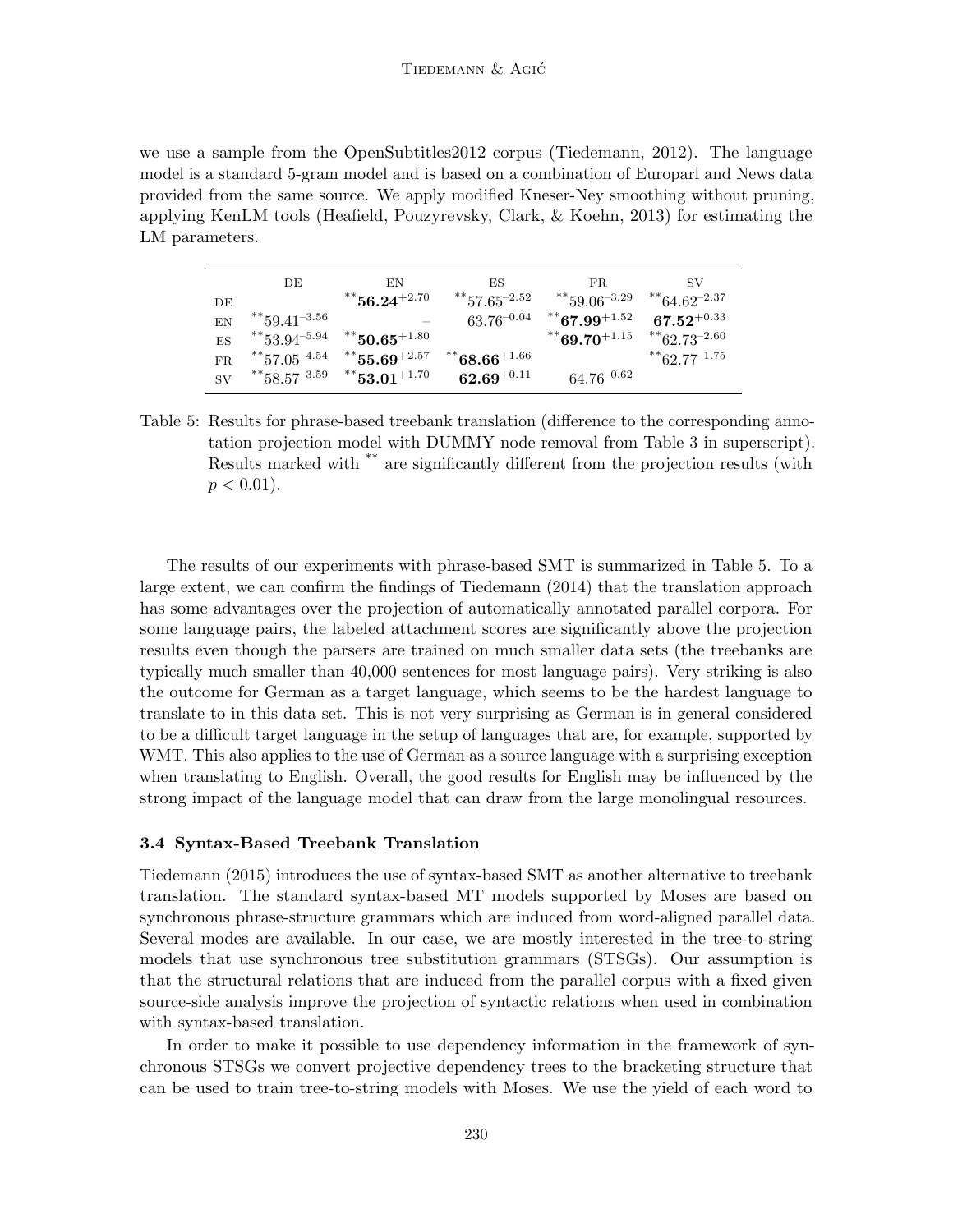we use a sample from the OpenSubtitles2012 corpus (Tiedemann, 2012). The language model is a standard 5-gram model and is based on a combination of Europarl and News data provided from the same source. We apply modified Kneser-Ney smoothing without pruning, applying KenLM tools (Heafield, Pouzyrevsky, Clark, & Koehn, 2013) for estimating the LM parameters.

| | DE | EN | ES | FR | SV |
|---|---|---|---|---|---|
| DE | | $^{**}\mathbf{56.24}^{+2.70}$ | $^{**}57.65^{-2.52}$ | $^{**}59.06^{-3.29}$ | $^{**}64.62^{-2.37}$ |
| EN | $^{**}59.41^{-3.56}$ | – | $63.76^{-0.04}$ | $^{**}\mathbf{67.99}^{+1.52}$ | $\mathbf{67.52}^{+0.33}$ |
| ES | $^{**}53.94^{-5.94}$ | $^{**}\mathbf{50.65}^{+1.80}$ | | $^{**}\mathbf{69.70}^{+1.15}$ | $^{**}62.73^{-2.60}$ |
| FR | $^{**}57.05^{-4.54}$ | $^{**}\mathbf{55.69}^{+2.57}$ | $^{**}\mathbf{68.66}^{+1.66}$ | | $^{**}62.77^{-1.75}$ |
| SV | $^{**}58.57^{-3.59}$ | $^{**}\mathbf{53.01}^{+1.70}$ | $\mathbf{62.69}^{+0.11}$ | $64.76^{-0.62}$ | |

Table 5: Results for phrase-based treebank translation (difference to the corresponding annotation projection model with DUMMY node removal from Table 3 in superscript). Results marked with ** are significantly different from the projection results (with $p < 0.01$).

The results of our experiments with phrase-based SMT is summarized in Table 5. To a large extent, we can confirm the findings of Tiedemann (2014) that the translation approach has some advantages over the projection of automatically annotated parallel corpora. For some language pairs, the labeled attachment scores are significantly above the projection results even though the parsers are trained on much smaller data sets (the treebanks are typically much smaller than 40,000 sentences for most language pairs). Very striking is also the outcome for German as a target language, which seems to be the hardest language to translate to in this data set. This is not very surprising as German is in general considered to be a difficult target language in the setup of languages that are, for example, supported by WMT. This also applies to the use of German as a source language with a surprising exception when translating to English. Overall, the good results for English may be influenced by the strong impact of the language model that can draw from the large monolingual resources.

### 3.4 Syntax-Based Treebank Translation

Tiedemann (2015) introduces the use of syntax-based SMT as another alternative to treebank translation. The standard syntax-based MT models supported by Moses are based on synchronous phrase-structure grammars which are induced from word-aligned parallel data. Several modes are available. In our case, we are mostly interested in the tree-to-string models that use synchronous tree substitution grammars (STSGs). Our assumption is that the structural relations that are induced from the parallel corpus with a fixed given source-side analysis improve the projection of syntactic relations when used in combination with syntax-based translation.

In order to make it possible to use dependency information in the framework of synchronous STSGs we convert projective dependency trees to the bracketing structure that can be used to train tree-to-string models with Moses. We use the yield of each word to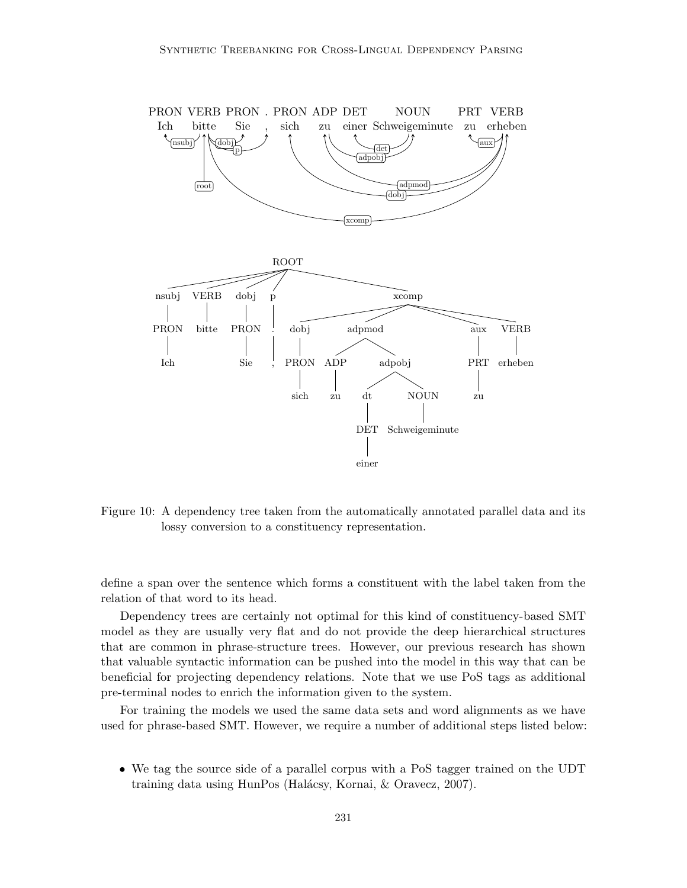Figure 10: A dependency tree taken from the automatically annotated parallel data and its lossy conversion to a constituency representation.

define a span over the sentence which forms a constituent with the label taken from the relation of that word to its head.

Dependency trees are certainly not optimal for this kind of constituency-based SMT model as they are usually very flat and do not provide the deep hierarchical structures that are common in phrase-structure trees. However, our previous research has shown that valuable syntactic information can be pushed into the model in this way that can be beneficial for projecting dependency relations. Note that we use PoS tags as additional pre-terminal nodes to enrich the information given to the system.

For training the models we used the same data sets and word alignments as we have used for phrase-based SMT. However, we require a number of additional steps listed below:

- We tag the source side of a parallel corpus with a PoS tagger trained on the UDT training data using HunPos (Halácsy, Kornai, & Oravecz, 2007).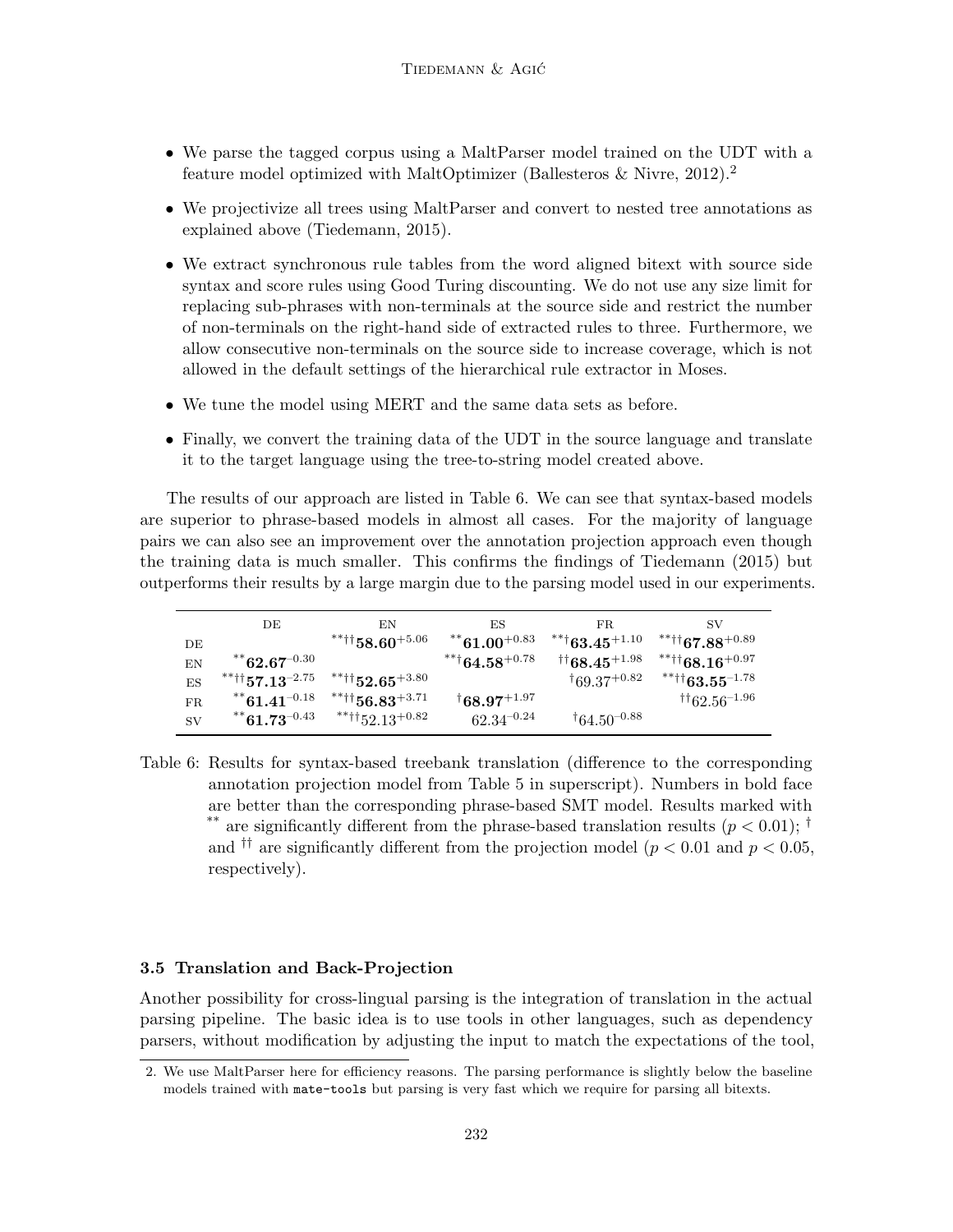- We parse the tagged corpus using a MaltParser model trained on the UDT with a feature model optimized with MaltOptimizer (Ballesteros & Nivre, 2012).[2]
- We projectivize all trees using MaltParser and convert to nested tree annotations as explained above (Tiedemann, 2015).
- We extract synchronous rule tables from the word aligned bitext with source side syntax and score rules using Good Turing discounting. We do not use any size limit for replacing sub-phrases with non-terminals at the source side and restrict the number of non-terminals on the right-hand side of extracted rules to three. Furthermore, we allow consecutive non-terminals on the source side to increase coverage, which is not allowed in the default settings of the hierarchical rule extractor in Moses.
- We tune the model using MERT and the same data sets as before.
- Finally, we convert the training data of the UDT in the source language and translate it to the target language using the tree-to-string model created above.

The results of our approach are listed in Table 6. We can see that syntax-based models are superior to phrase-based models in almost all cases. For the majority of language pairs we can also see an improvement over the annotation projection approach even though the training data is much smaller. This confirms the findings of Tiedemann (2015) but outperforms their results by a large margin due to the parsing model used in our experiments.

| | DE | EN | ES | FR | SV |
|---|---|---|---|---|---|
| DE | | $^{**\dagger\dagger}\mathbf{58.60}^{+5.06}$ | $^{**}\mathbf{61.00}^{+0.83}$ | $^{**\dagger}\mathbf{63.45}^{+1.10}$ | $^{**\dagger\dagger}\mathbf{67.88}^{+0.89}$ |
| EN | $^{**}\mathbf{62.67}^{-0.30}$ | | $^{**\dagger}\mathbf{64.58}^{+0.78}$ | $^{\dagger\dagger}\mathbf{68.45}^{+1.98}$ | $^{**\dagger\dagger}\mathbf{68.16}^{+0.97}$ |
| ES | $^{**\dagger\dagger}\mathbf{57.13}^{-2.75}$ | $^{**\dagger\dagger}\mathbf{52.65}^{+3.80}$ | | $^{\dagger}69.37^{+0.82}$ | $^{**\dagger\dagger}\mathbf{63.55}^{-1.78}$ |
| FR | $^{**}\mathbf{61.41}^{-0.18}$ | $^{**\dagger\dagger}\mathbf{56.83}^{+3.71}$ | $^{\dagger}\mathbf{68.97}^{+1.97}$ | | $^{\dagger\dagger}62.56^{-1.96}$ |
| SV | $^{**}\mathbf{61.73}^{-0.43}$ | $^{**\dagger\dagger}52.13^{+0.82}$ | $62.34^{-0.24}$ | $^{\dagger}64.50^{-0.88}$ | |

Table 6: Results for syntax-based treebank translation (difference to the corresponding annotation projection model from Table 5 in superscript). Numbers in bold face are better than the corresponding phrase-based SMT model. Results marked with ** are significantly different from the phrase-based translation results ($p < 0.01$); † and †† are significantly different from the projection model ($p < 0.01$ and $p < 0.05$, respectively).

### 3.5 Translation and Back-Projection

Another possibility for cross-lingual parsing is the integration of translation in the actual parsing pipeline. The basic idea is to use tools in other languages, such as dependency parsers, without modification by adjusting the input to match the expectations of the tool,

2. We use MaltParser here for efficiency reasons. The parsing performance is slightly below the baseline models trained with `mate-tools` but parsing is very fast which we require for parsing all bitexts.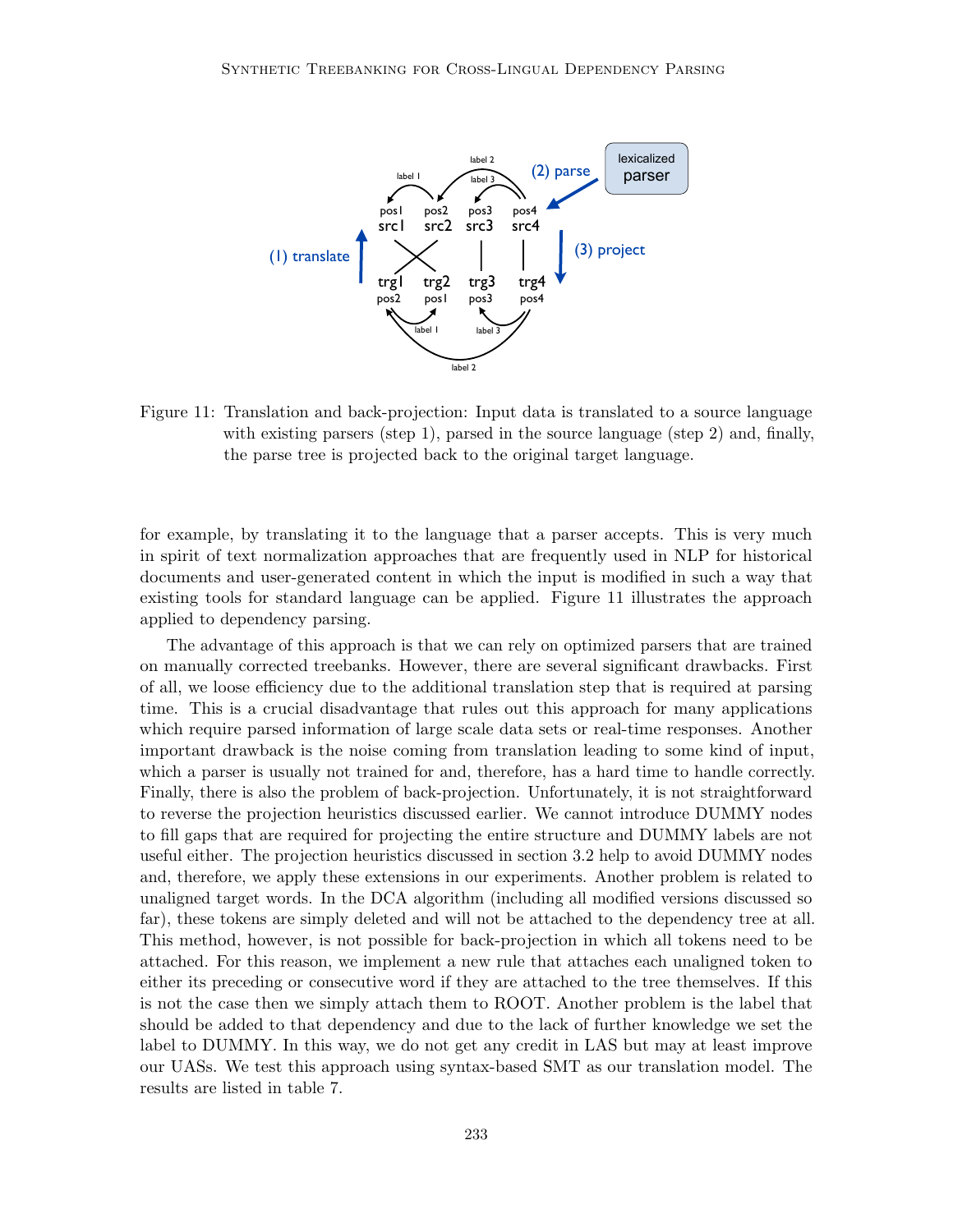Figure 11: Translation and back-projection: Input data is translated to a source language with existing parsers (step 1), parsed in the source language (step 2) and, finally, the parse tree is projected back to the original target language.

for example, by translating it to the language that a parser accepts. This is very much in spirit of text normalization approaches that are frequently used in NLP for historical documents and user-generated content in which the input is modified in such a way that existing tools for standard language can be applied. Figure 11 illustrates the approach applied to dependency parsing.

The advantage of this approach is that we can rely on optimized parsers that are trained on manually corrected treebanks. However, there are several significant drawbacks. First of all, we loose efficiency due to the additional translation step that is required at parsing time. This is a crucial disadvantage that rules out this approach for many applications which require parsed information of large scale data sets or real-time responses. Another important drawback is the noise coming from translation leading to some kind of input, which a parser is usually not trained for and, therefore, has a hard time to handle correctly. Finally, there is also the problem of back-projection. Unfortunately, it is not straightforward to reverse the projection heuristics discussed earlier. We cannot introduce DUMMY nodes to fill gaps that are required for projecting the entire structure and DUMMY labels are not useful either. The projection heuristics discussed in section 3.2 help to avoid DUMMY nodes and, therefore, we apply these extensions in our experiments. Another problem is related to unaligned target words. In the DCA algorithm (including all modified versions discussed so far), these tokens are simply deleted and will not be attached to the dependency tree at all. This method, however, is not possible for back-projection in which all tokens need to be attached. For this reason, we implement a new rule that attaches each unaligned token to either its preceding or consecutive word if they are attached to the tree themselves. If this is not the case then we simply attach them to ROOT. Another problem is the label that should be added to that dependency and due to the lack of further knowledge we set the label to DUMMY. In this way, we do not get any credit in LAS but may at least improve our UASs. We test this approach using syntax-based SMT as our translation model. The results are listed in table 7.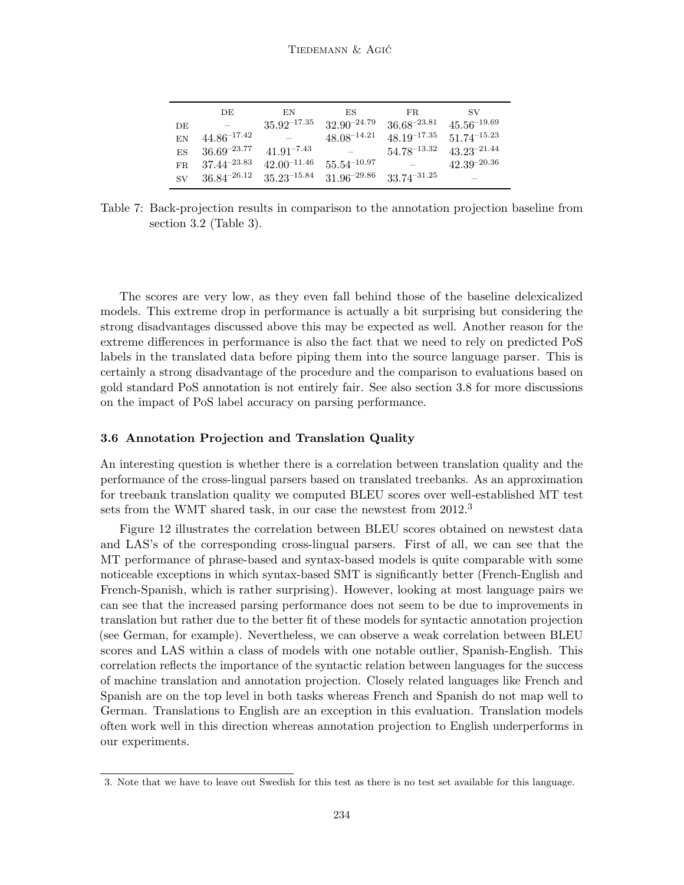|  | DE | EN | ES | FR | SV |
|---|---|---|---|---|---|
| DE | – | $35.92^{-17.35}$ | $32.90^{-24.79}$ | $36.68^{-23.81}$ | $45.56^{-19.69}$ |
| EN | $44.86^{-17.42}$ | – | $48.08^{-14.21}$ | $48.19^{-17.35}$ | $51.74^{-15.23}$ |
| ES | $36.69^{-23.77}$ | $41.91^{-7.43}$ | – | $54.78^{-13.32}$ | $43.23^{-21.44}$ |
| FR | $37.44^{-23.83}$ | $42.00^{-11.46}$ | $55.54^{-10.97}$ | – | $42.39^{-20.36}$ |
| SV | $36.84^{-26.12}$ | $35.23^{-15.84}$ | $31.96^{-29.86}$ | $33.74^{-31.25}$ | – |

Table 7: Back-projection results in comparison to the annotation projection baseline from section 3.2 (Table 3).

The scores are very low, as they even fall behind those of the baseline delexicalized models. This extreme drop in performance is actually a bit surprising but considering the strong disadvantages discussed above this may be expected as well. Another reason for the extreme differences in performance is also the fact that we need to rely on predicted PoS labels in the translated data before piping them into the source language parser. This is certainly a strong disadvantage of the procedure and the comparison to evaluations based on gold standard PoS annotation is not entirely fair. See also section 3.8 for more discussions on the impact of PoS label accuracy on parsing performance.

### 3.6 Annotation Projection and Translation Quality

An interesting question is whether there is a correlation between translation quality and the performance of the cross-lingual parsers based on translated treebanks. As an approximation for treebank translation quality we computed BLEU scores over well-established MT test sets from the WMT shared task, in our case the newstest from 2012.[3]

Figure 12 illustrates the correlation between BLEU scores obtained on newstest data and LAS's of the corresponding cross-lingual parsers. First of all, we can see that the MT performance of phrase-based and syntax-based models is quite comparable with some noticeable exceptions in which syntax-based SMT is significantly better (French-English and French-Spanish, which is rather surprising). However, looking at most language pairs we can see that the increased parsing performance does not seem to be due to improvements in translation but rather due to the better fit of these models for syntactic annotation projection (see German, for example). Nevertheless, we can observe a weak correlation between BLEU scores and LAS within a class of models with one notable outlier, Spanish-English. This correlation reflects the importance of the syntactic relation between languages for the success of machine translation and annotation projection. Closely related languages like French and Spanish are on the top level in both tasks whereas French and Spanish do not map well to German. Translations to English are an exception in this evaluation. Translation models often work well in this direction whereas annotation projection to English underperforms in our experiments.

3. Note that we have to leave out Swedish for this test as there is no test set available for this language.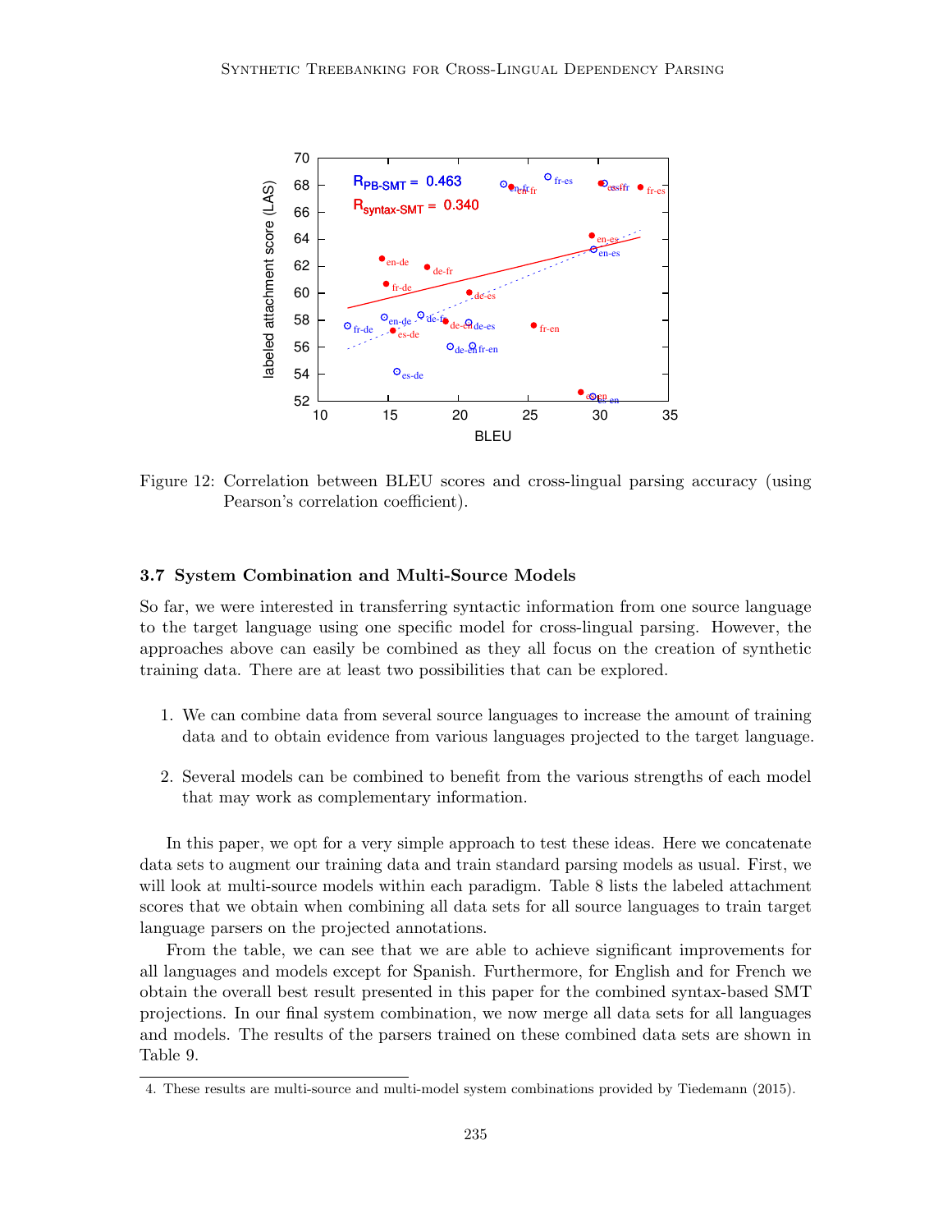Figure 12: Correlation between BLEU scores and cross-lingual parsing accuracy (using Pearson's correlation coefficient).

### 3.7 System Combination and Multi-Source Models

So far, we were interested in transferring syntactic information from one source language to the target language using one specific model for cross-lingual parsing. However, the approaches above can easily be combined as they all focus on the creation of synthetic training data. There are at least two possibilities that can be explored.

1. We can combine data from several source languages to increase the amount of training data and to obtain evidence from various languages projected to the target language.

2. Several models can be combined to benefit from the various strengths of each model that may work as complementary information.

In this paper, we opt for a very simple approach to test these ideas. Here we concatenate data sets to augment our training data and train standard parsing models as usual. First, we will look at multi-source models within each paradigm. Table 8 lists the labeled attachment scores that we obtain when combining all data sets for all source languages to train target language parsers on the projected annotations.

From the table, we can see that we are able to achieve significant improvements for all languages and models except for Spanish. Furthermore, for English and for French we obtain the overall best result presented in this paper for the combined syntax-based SMT projections. In our final system combination, we now merge all data sets for all languages and models. The results of the parsers trained on these combined data sets are shown in Table 9.

4. These results are multi-source and multi-model system combinations provided by Tiedemann (2015).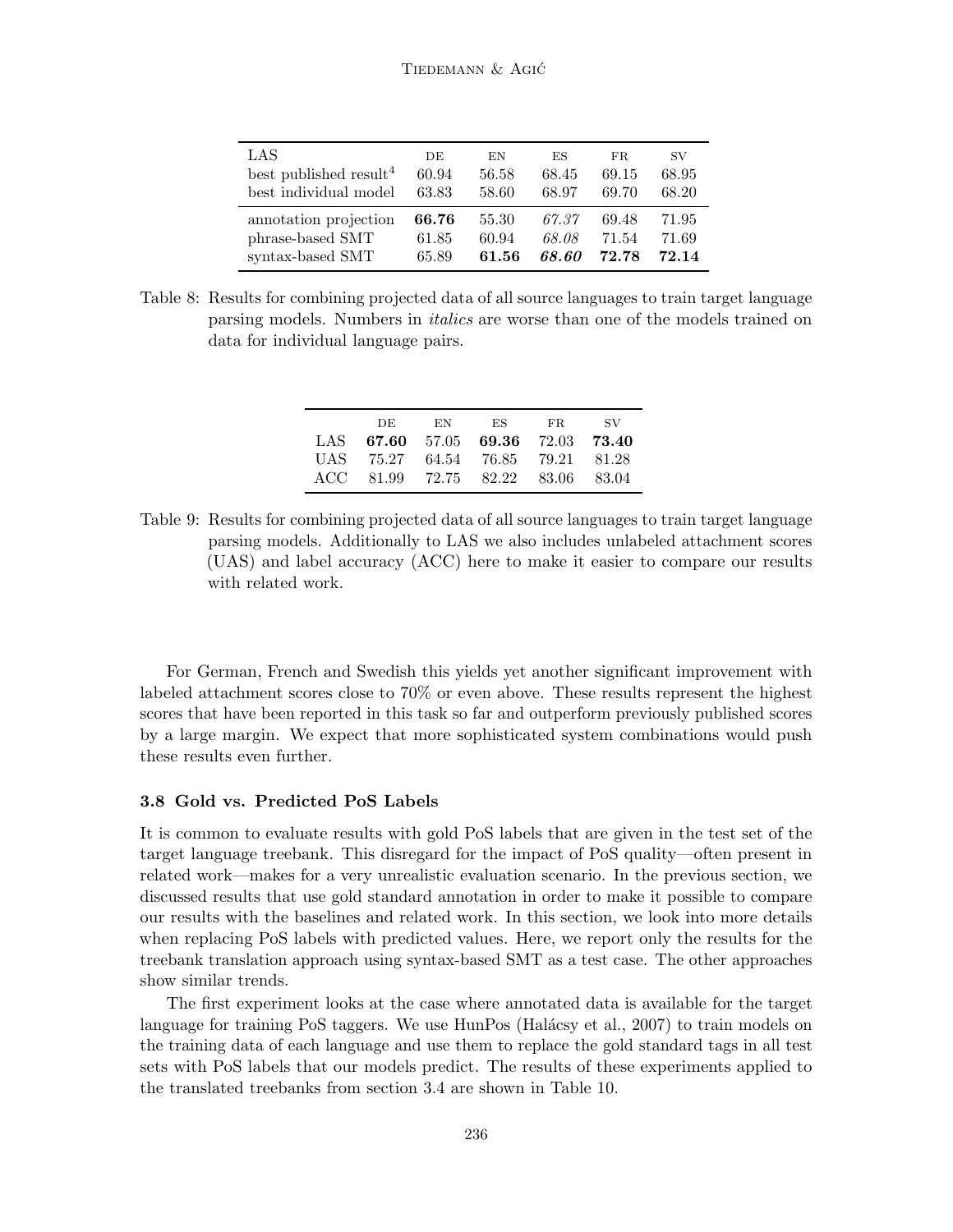| LAS | DE | EN | ES | FR | SV |
|---|---|---|---|---|---|
| best published result[4] | 60.94 | 56.58 | 68.45 | 69.15 | 68.95 |
| best individual model | 63.83 | 58.60 | 68.97 | 69.70 | 68.20 |
| annotation projection | **66.76** | 55.30 | *67.37* | 69.48 | 71.95 |
| phrase-based SMT | 61.85 | 60.94 | *68.08* | 71.54 | 71.69 |
| syntax-based SMT | 65.89 | **61.56** | ***68.60*** | **72.78** | **72.14** |

Table 8: Results for combining projected data of all source languages to train target language parsing models. Numbers in *italics* are worse than one of the models trained on data for individual language pairs.

| | DE | EN | ES | FR | SV |
|---|---|---|---|---|---|
| LAS | **67.60** | 57.05 | **69.36** | 72.03 | **73.40** |
| UAS | 75.27 | 64.54 | 76.85 | 79.21 | 81.28 |
| ACC | 81.99 | 72.75 | 82.22 | 83.06 | 83.04 |

Table 9: Results for combining projected data of all source languages to train target language parsing models. Additionally to LAS we also includes unlabeled attachment scores (UAS) and label accuracy (ACC) here to make it easier to compare our results with related work.

For German, French and Swedish this yields yet another significant improvement with labeled attachment scores close to 70% or even above. These results represent the highest scores that have been reported in this task so far and outperform previously published scores by a large margin. We expect that more sophisticated system combinations would push these results even further.

### 3.8 Gold vs. Predicted PoS Labels

It is common to evaluate results with gold PoS labels that are given in the test set of the target language treebank. This disregard for the impact of PoS quality—often present in related work—makes for a very unrealistic evaluation scenario. In the previous section, we discussed results that use gold standard annotation in order to make it possible to compare our results with the baselines and related work. In this section, we look into more details when replacing PoS labels with predicted values. Here, we report only the results for the treebank translation approach using syntax-based SMT as a test case. The other approaches show similar trends.

The first experiment looks at the case where annotated data is available for the target language for training PoS taggers. We use HunPos (Halácsy et al., 2007) to train models on the training data of each language and use them to replace the gold standard tags in all test sets with PoS labels that our models predict. The results of these experiments applied to the translated treebanks from section 3.4 are shown in Table 10.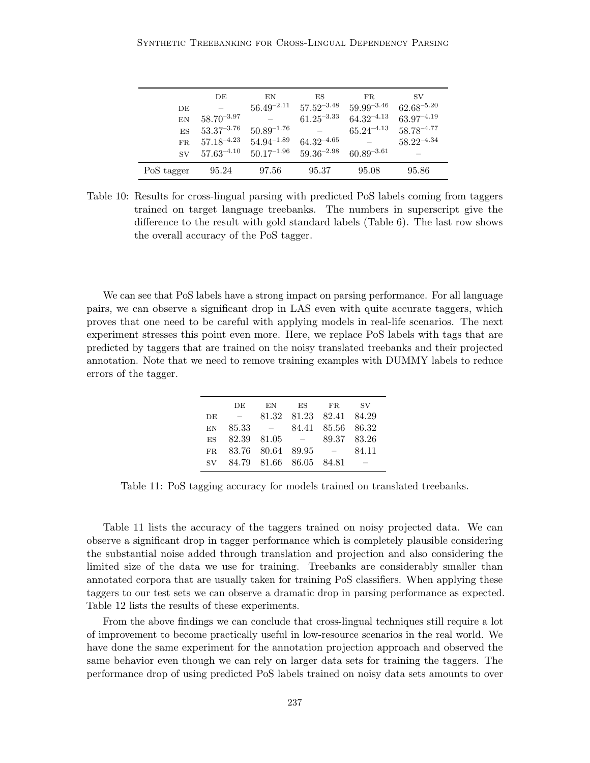| | DE | EN | ES | FR | SV |
|---|---|---|---|---|---|
| DE | – | $56.49^{-2.11}$ | $57.52^{-3.48}$ | $59.99^{-3.46}$ | $62.68^{-5.20}$ |
| EN | $58.70^{-3.97}$ | – | $61.25^{-3.33}$ | $64.32^{-4.13}$ | $63.97^{-4.19}$ |
| ES | $53.37^{-3.76}$ | $50.89^{-1.76}$ | – | $65.24^{-4.13}$ | $58.78^{-4.77}$ |
| FR | $57.18^{-4.23}$ | $54.94^{-1.89}$ | $64.32^{-4.65}$ | – | $58.22^{-4.34}$ |
| SV | $57.63^{-4.10}$ | $50.17^{-1.96}$ | $59.36^{-2.98}$ | $60.89^{-3.61}$ | – |
| PoS tagger | 95.24 | 97.56 | 95.37 | 95.08 | 95.86 |

Table 10: Results for cross-lingual parsing with predicted PoS labels coming from taggers trained on target language treebanks. The numbers in superscript give the difference to the result with gold standard labels (Table 6). The last row shows the overall accuracy of the PoS tagger.

We can see that PoS labels have a strong impact on parsing performance. For all language pairs, we can observe a significant drop in LAS even with quite accurate taggers, which proves that one need to be careful with applying models in real-life scenarios. The next experiment stresses this point even more. Here, we replace PoS labels with tags that are predicted by taggers that are trained on the noisy translated treebanks and their projected annotation. Note that we need to remove training examples with DUMMY labels to reduce errors of the tagger.

| | DE | EN | ES | FR | SV |
|---|---|---|---|---|---|
| DE | – | 81.32 | 81.23 | 82.41 | 84.29 |
| EN | 85.33 | – | 84.41 | 85.56 | 86.32 |
| ES | 82.39 | 81.05 | – | 89.37 | 83.26 |
| FR | 83.76 | 80.64 | 89.95 | – | 84.11 |
| SV | 84.79 | 81.66 | 86.05 | 84.81 | – |

Table 11: PoS tagging accuracy for models trained on translated treebanks.

Table 11 lists the accuracy of the taggers trained on noisy projected data. We can observe a significant drop in tagger performance which is completely plausible considering the substantial noise added through translation and projection and also considering the limited size of the data we use for training. Treebanks are considerably smaller than annotated corpora that are usually taken for training PoS classifiers. When applying these taggers to our test sets we can observe a dramatic drop in parsing performance as expected. Table 12 lists the results of these experiments.

From the above findings we can conclude that cross-lingual techniques still require a lot of improvement to become practically useful in low-resource scenarios in the real world. We have done the same experiment for the annotation projection approach and observed the same behavior even though we can rely on larger data sets for training the taggers. The performance drop of using predicted PoS labels trained on noisy data sets amounts to over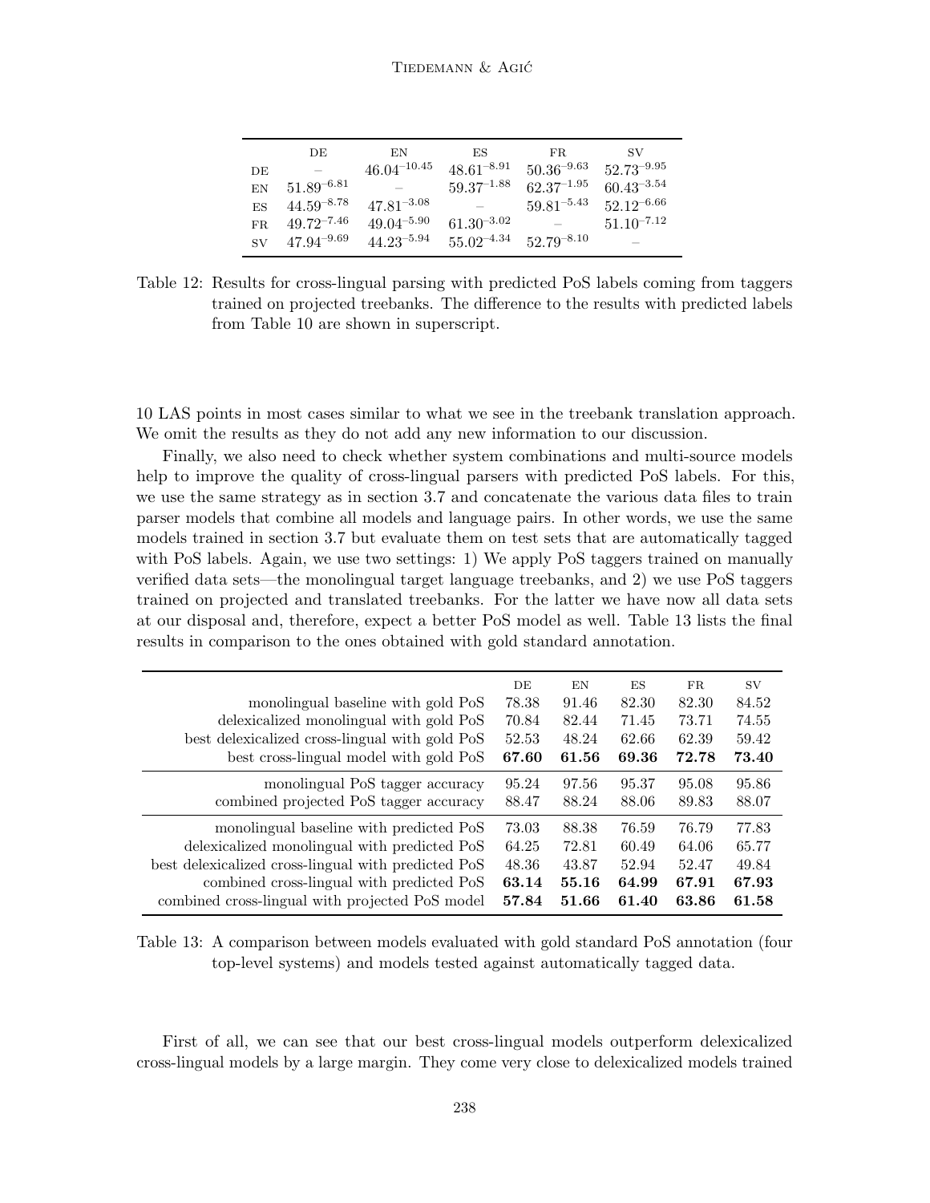| | DE | EN | ES | FR | SV |
|---|---|---|---|---|---|
| DE | – | $46.04^{-10.45}$ | $48.61^{-8.91}$ | $50.36^{-9.63}$ | $52.73^{-9.95}$ |
| EN | $51.89^{-6.81}$ | – | $59.37^{-1.88}$ | $62.37^{-1.95}$ | $60.43^{-3.54}$ |
| ES | $44.59^{-8.78}$ | $47.81^{-3.08}$ | – | $59.81^{-5.43}$ | $52.12^{-6.66}$ |
| FR | $49.72^{-7.46}$ | $49.04^{-5.90}$ | $61.30^{-3.02}$ | – | $51.10^{-7.12}$ |
| SV | $47.94^{-9.69}$ | $44.23^{-5.94}$ | $55.02^{-4.34}$ | $52.79^{-8.10}$ | – |

Table 12: Results for cross-lingual parsing with predicted PoS labels coming from taggers trained on projected treebanks. The difference to the results with predicted labels from Table 10 are shown in superscript.

10 LAS points in most cases similar to what we see in the treebank translation approach. We omit the results as they do not add any new information to our discussion.

Finally, we also need to check whether system combinations and multi-source models help to improve the quality of cross-lingual parsers with predicted PoS labels. For this, we use the same strategy as in section 3.7 and concatenate the various data files to train parser models that combine all models and language pairs. In other words, we use the same models trained in section 3.7 but evaluate them on test sets that are automatically tagged with PoS labels. Again, we use two settings: 1) We apply PoS taggers trained on manually verified data sets—the monolingual target language treebanks, and 2) we use PoS taggers trained on projected and translated treebanks. For the latter we have now all data sets at our disposal and, therefore, expect a better PoS model as well. Table 13 lists the final results in comparison to the ones obtained with gold standard annotation.

| | DE | EN | ES | FR | SV |
|---|---|---|---|---|---|
| monolingual baseline with gold PoS | 78.38 | 91.46 | 82.30 | 82.30 | 84.52 |
| delexicalized monolingual with gold PoS | 70.84 | 82.44 | 71.45 | 73.71 | 74.55 |
| best delexicalized cross-lingual with gold PoS | 52.53 | 48.24 | 62.66 | 62.39 | 59.42 |
| best cross-lingual model with gold PoS | **67.60** | **61.56** | **69.36** | **72.78** | **73.40** |
| monolingual PoS tagger accuracy | 95.24 | 97.56 | 95.37 | 95.08 | 95.86 |
| combined projected PoS tagger accuracy | 88.47 | 88.24 | 88.06 | 89.83 | 88.07 |
| monolingual baseline with predicted PoS | 73.03 | 88.38 | 76.59 | 76.79 | 77.83 |
| delexicalized monolingual with predicted PoS | 64.25 | 72.81 | 60.49 | 64.06 | 65.77 |
| best delexicalized cross-lingual with predicted PoS | 48.36 | 43.87 | 52.94 | 52.47 | 49.84 |
| combined cross-lingual with predicted PoS | **63.14** | **55.16** | **64.99** | **67.91** | **67.93** |
| combined cross-lingual with projected PoS model | **57.84** | **51.66** | **61.40** | **63.86** | **61.58** |

Table 13: A comparison between models evaluated with gold standard PoS annotation (four top-level systems) and models tested against automatically tagged data.

First of all, we can see that our best cross-lingual models outperform delexicalized cross-lingual models by a large margin. They come very close to delexicalized models trained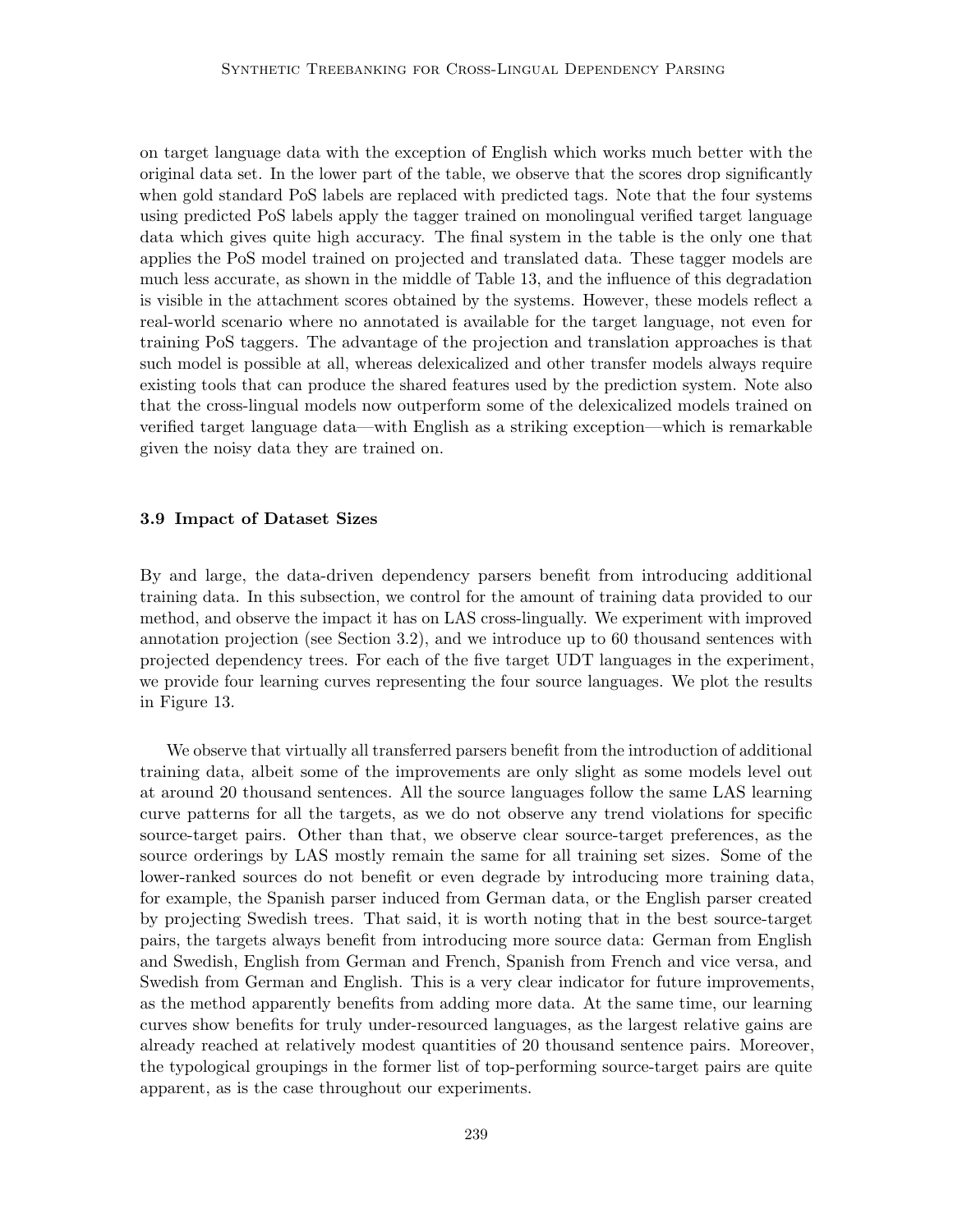on target language data with the exception of English which works much better with the original data set. In the lower part of the table, we observe that the scores drop significantly when gold standard PoS labels are replaced with predicted tags. Note that the four systems using predicted PoS labels apply the tagger trained on monolingual verified target language data which gives quite high accuracy. The final system in the table is the only one that applies the PoS model trained on projected and translated data. These tagger models are much less accurate, as shown in the middle of Table 13, and the influence of this degradation is visible in the attachment scores obtained by the systems. However, these models reflect a real-world scenario where no annotated is available for the target language, not even for training PoS taggers. The advantage of the projection and translation approaches is that such model is possible at all, whereas delexicalized and other transfer models always require existing tools that can produce the shared features used by the prediction system. Note also that the cross-lingual models now outperform some of the delexicalized models trained on verified target language data—with English as a striking exception—which is remarkable given the noisy data they are trained on.

### 3.9 Impact of Dataset Sizes

By and large, the data-driven dependency parsers benefit from introducing additional training data. In this subsection, we control for the amount of training data provided to our method, and observe the impact it has on LAS cross-lingually. We experiment with improved annotation projection (see Section 3.2), and we introduce up to 60 thousand sentences with projected dependency trees. For each of the five target UDT languages in the experiment, we provide four learning curves representing the four source languages. We plot the results in Figure 13.

We observe that virtually all transferred parsers benefit from the introduction of additional training data, albeit some of the improvements are only slight as some models level out at around 20 thousand sentences. All the source languages follow the same LAS learning curve patterns for all the targets, as we do not observe any trend violations for specific source-target pairs. Other than that, we observe clear source-target preferences, as the source orderings by LAS mostly remain the same for all training set sizes. Some of the lower-ranked sources do not benefit or even degrade by introducing more training data, for example, the Spanish parser induced from German data, or the English parser created by projecting Swedish trees. That said, it is worth noting that in the best source-target pairs, the targets always benefit from introducing more source data: German from English and Swedish, English from German and French, Spanish from French and vice versa, and Swedish from German and English. This is a very clear indicator for future improvements, as the method apparently benefits from adding more data. At the same time, our learning curves show benefits for truly under-resourced languages, as the largest relative gains are already reached at relatively modest quantities of 20 thousand sentence pairs. Moreover, the typological groupings in the former list of top-performing source-target pairs are quite apparent, as is the case throughout our experiments.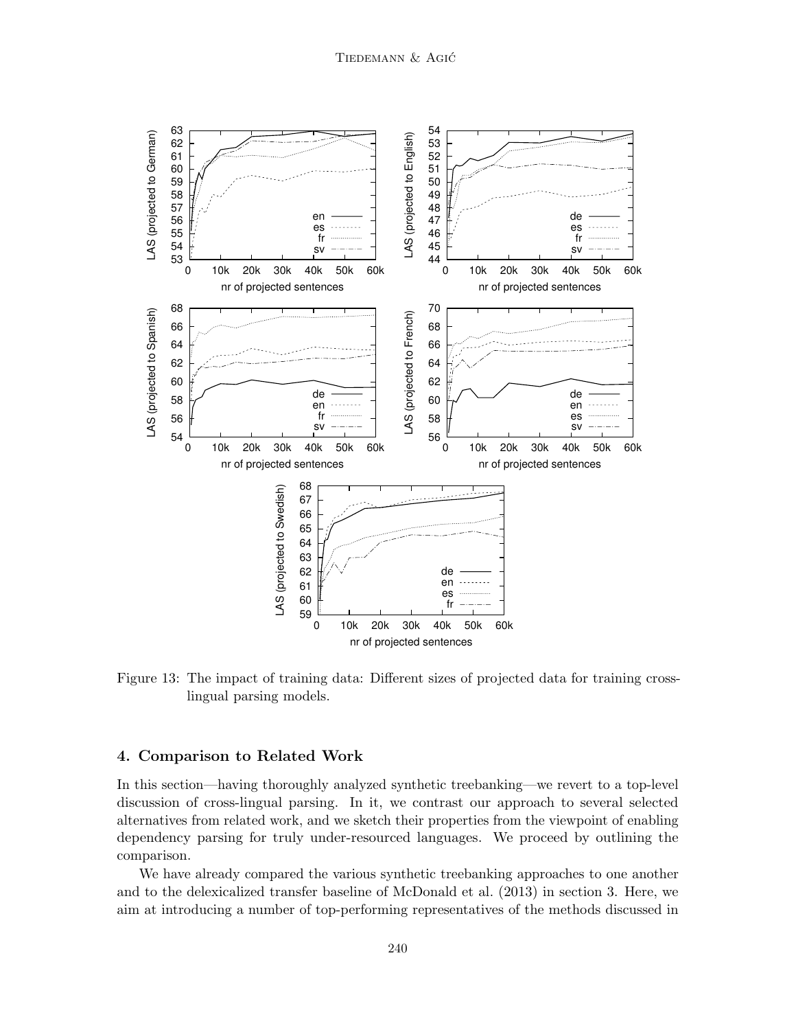Figure 13: The impact of training data: Different sizes of projected data for training cross-lingual parsing models.

## 4. Comparison to Related Work

In this section—having thoroughly analyzed synthetic treebanking—we revert to a top-level discussion of cross-lingual parsing. In it, we contrast our approach to several selected alternatives from related work, and we sketch their properties from the viewpoint of enabling dependency parsing for truly under-resourced languages. We proceed by outlining the comparison.

We have already compared the various synthetic treebanking approaches to one another and to the delexicalized transfer baseline of McDonald et al. (2013) in section 3. Here, we aim at introducing a number of top-performing representatives of the methods discussed in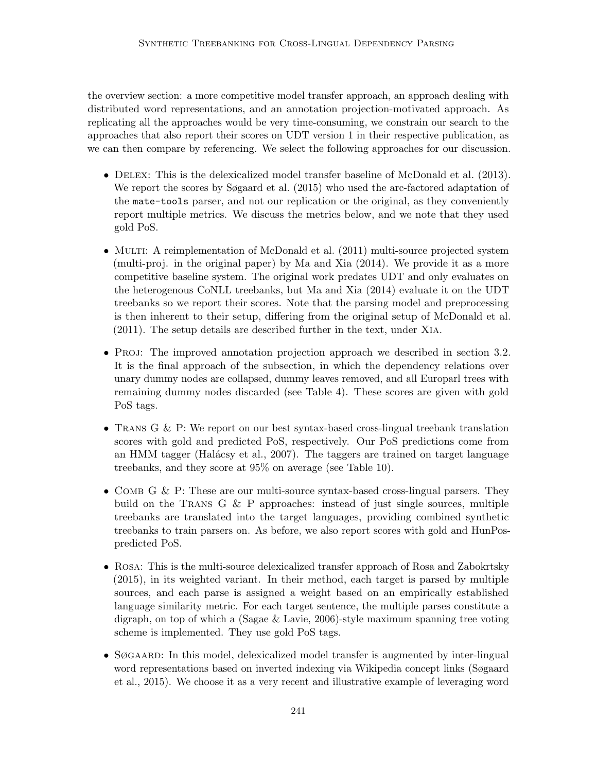the overview section: a more competitive model transfer approach, an approach dealing with distributed word representations, and an annotation projection-motivated approach. As replicating all the approaches would be very time-consuming, we constrain our search to the approaches that also report their scores on UDT version 1 in their respective publication, as we can then compare by referencing. We select the following approaches for our discussion.

- Delex: This is the delexicalized model transfer baseline of McDonald et al. (2013). We report the scores by Søgaard et al. (2015) who used the arc-factored adaptation of the `mate-tools` parser, and not our replication or the original, as they conveniently report multiple metrics. We discuss the metrics below, and we note that they used gold PoS.
- Multi: A reimplementation of McDonald et al. (2011) multi-source projected system (multi-proj. in the original paper) by Ma and Xia (2014). We provide it as a more competitive baseline system. The original work predates UDT and only evaluates on the heterogenous CoNLL treebanks, but Ma and Xia (2014) evaluate it on the UDT treebanks so we report their scores. Note that the parsing model and preprocessing is then inherent to their setup, differing from the original setup of McDonald et al. (2011). The setup details are described further in the text, under Xia.
- Proj: The improved annotation projection approach we described in section 3.2. It is the final approach of the subsection, in which the dependency relations over unary dummy nodes are collapsed, dummy leaves removed, and all Europarl trees with remaining dummy nodes discarded (see Table 4). These scores are given with gold PoS tags.
- Trans G & P: We report on our best syntax-based cross-lingual treebank translation scores with gold and predicted PoS, respectively. Our PoS predictions come from an HMM tagger (Halácsy et al., 2007). The taggers are trained on target language treebanks, and they score at 95% on average (see Table 10).
- Comb G & P: These are our multi-source syntax-based cross-lingual parsers. They build on the Trans G & P approaches: instead of just single sources, multiple treebanks are translated into the target languages, providing combined synthetic treebanks to train parsers on. As before, we also report scores with gold and HunPos-predicted PoS.
- Rosa: This is the multi-source delexicalized transfer approach of Rosa and Zabokrtsky (2015), in its weighted variant. In their method, each target is parsed by multiple sources, and each parse is assigned a weight based on an empirically established language similarity metric. For each target sentence, the multiple parses constitute a digraph, on top of which a (Sagae & Lavie, 2006)-style maximum spanning tree voting scheme is implemented. They use gold PoS tags.
- Søgaard: In this model, delexicalized model transfer is augmented by inter-lingual word representations based on inverted indexing via Wikipedia concept links (Søgaard et al., 2015). We choose it as a very recent and illustrative example of leveraging word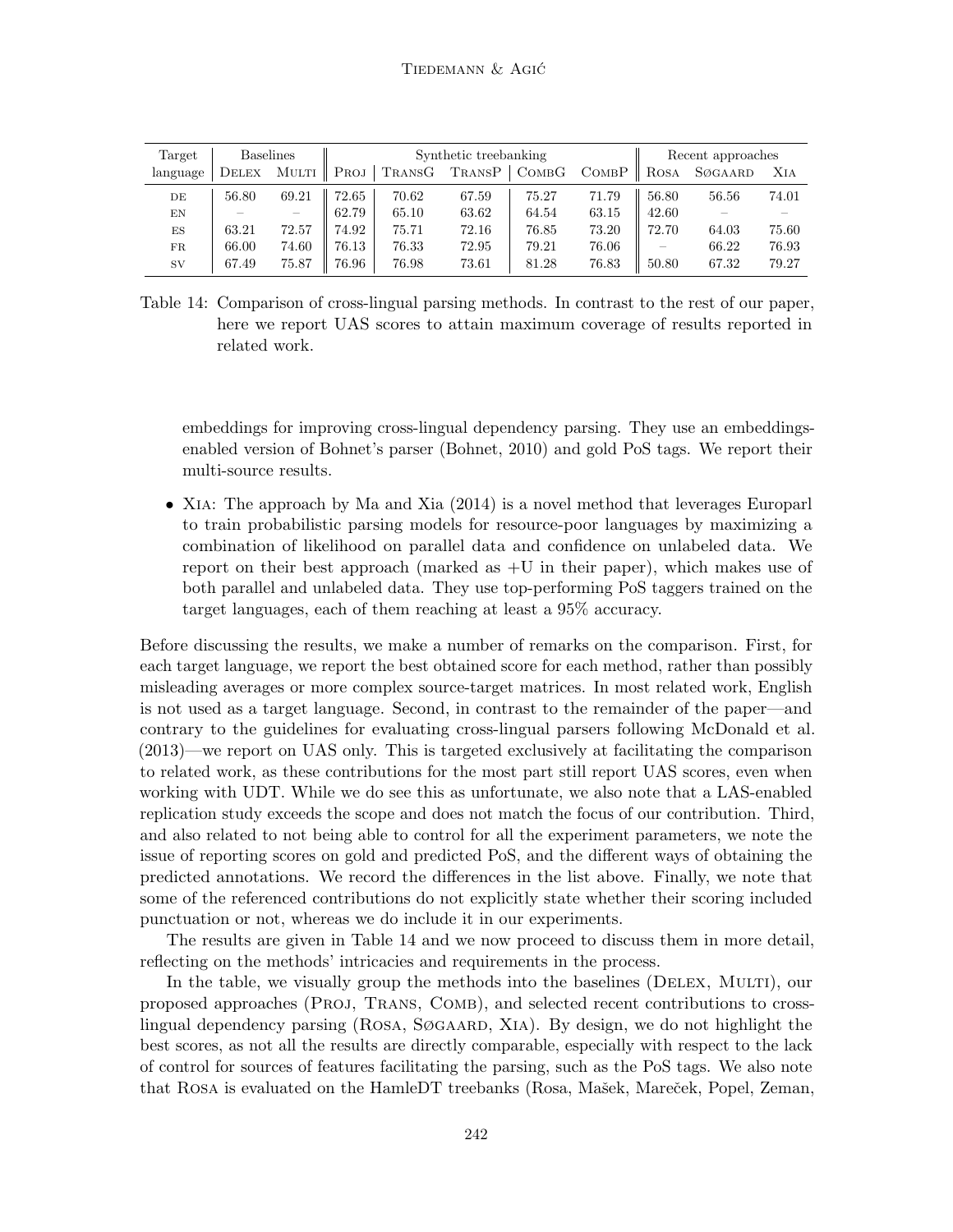| Target | Baselines | | Synthetic treebanking | | | | | Recent approaches | | |
|---|---|---|---|---|---|---|---|---|---|---|
| language | Delex | Multi | Proj | TransG | TransP | CombG | CombP | Rosa | Søgaard | Xia |
| de | 56.80 | 69.21 | 72.65 | 70.62 | 67.59 | 75.27 | 71.79 | 56.80 | 56.56 | 74.01 |
| en | – | – | 62.79 | 65.10 | 63.62 | 64.54 | 63.15 | 42.60 | – | – |
| es | 63.21 | 72.57 | 74.92 | 75.71 | 72.16 | 76.85 | 73.20 | 72.70 | 64.03 | 75.60 |
| fr | 66.00 | 74.60 | 76.13 | 76.33 | 72.95 | 79.21 | 76.06 | – | 66.22 | 76.93 |
| sv | 67.49 | 75.87 | 76.96 | 76.98 | 73.61 | 81.28 | 76.83 | 50.80 | 67.32 | 79.27 |

Table 14: Comparison of cross-lingual parsing methods. In contrast to the rest of our paper, here we report UAS scores to attain maximum coverage of results reported in related work.

embeddings for improving cross-lingual dependency parsing. They use an embeddings-enabled version of Bohnet's parser (Bohnet, 2010) and gold PoS tags. We report their multi-source results.

- Xia: The approach by Ma and Xia (2014) is a novel method that leverages Europarl to train probabilistic parsing models for resource-poor languages by maximizing a combination of likelihood on parallel data and confidence on unlabeled data. We report on their best approach (marked as +U in their paper), which makes use of both parallel and unlabeled data. They use top-performing PoS taggers trained on the target languages, each of them reaching at least a 95% accuracy.

Before discussing the results, we make a number of remarks on the comparison. First, for each target language, we report the best obtained score for each method, rather than possibly misleading averages or more complex source-target matrices. In most related work, English is not used as a target language. Second, in contrast to the remainder of the paper—and contrary to the guidelines for evaluating cross-lingual parsers following McDonald et al. (2013)—we report on UAS only. This is targeted exclusively at facilitating the comparison to related work, as these contributions for the most part still report UAS scores, even when working with UDT. While we do see this as unfortunate, we also note that a LAS-enabled replication study exceeds the scope and does not match the focus of our contribution. Third, and also related to not being able to control for all the experiment parameters, we note the issue of reporting scores on gold and predicted PoS, and the different ways of obtaining the predicted annotations. We record the differences in the list above. Finally, we note that some of the referenced contributions do not explicitly state whether their scoring included punctuation or not, whereas we do include it in our experiments.

The results are given in Table 14 and we now proceed to discuss them in more detail, reflecting on the methods' intricacies and requirements in the process.

In the table, we visually group the methods into the baselines (Delex, Multi), our proposed approaches (Proj, Trans, Comb), and selected recent contributions to cross-lingual dependency parsing (Rosa, Søgaard, Xia). By design, we do not highlight the best scores, as not all the results are directly comparable, especially with respect to the lack of control for sources of features facilitating the parsing, such as the PoS tags. We also note that Rosa is evaluated on the HamleDT treebanks (Rosa, Mašek, Mareček, Popel, Zeman,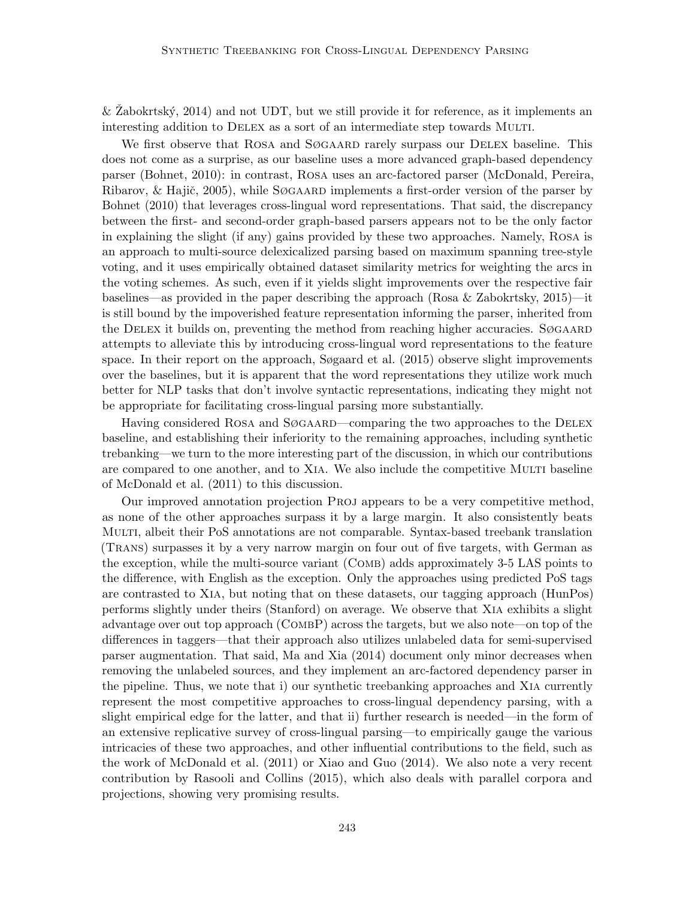& Žabokrtský, 2014) and not UDT, but we still provide it for reference, as it implements an interesting addition to Delex as a sort of an intermediate step towards Multi.

We first observe that Rosa and Søgaard rarely surpass our Delex baseline. This does not come as a surprise, as our baseline uses a more advanced graph-based dependency parser (Bohnet, 2010): in contrast, Rosa uses an arc-factored parser (McDonald, Pereira, Ribarov, & Hajič, 2005), while Søgaard implements a first-order version of the parser by Bohnet (2010) that leverages cross-lingual word representations. That said, the discrepancy between the first- and second-order graph-based parsers appears not to be the only factor in explaining the slight (if any) gains provided by these two approaches. Namely, Rosa is an approach to multi-source delexicalized parsing based on maximum spanning tree-style voting, and it uses empirically obtained dataset similarity metrics for weighting the arcs in the voting schemes. As such, even if it yields slight improvements over the respective fair baselines—as provided in the paper describing the approach (Rosa & Zabokrtsky, 2015)—it is still bound by the impoverished feature representation informing the parser, inherited from the Delex it builds on, preventing the method from reaching higher accuracies. Søgaard attempts to alleviate this by introducing cross-lingual word representations to the feature space. In their report on the approach, Søgaard et al. (2015) observe slight improvements over the baselines, but it is apparent that the word representations they utilize work much better for NLP tasks that don't involve syntactic representations, indicating they might not be appropriate for facilitating cross-lingual parsing more substantially.

Having considered Rosa and Søgaard—comparing the two approaches to the Delex baseline, and establishing their inferiority to the remaining approaches, including synthetic trebanking—we turn to the more interesting part of the discussion, in which our contributions are compared to one another, and to Xia. We also include the competitive Multi baseline of McDonald et al. (2011) to this discussion.

Our improved annotation projection Proj appears to be a very competitive method, as none of the other approaches surpass it by a large margin. It also consistently beats Multi, albeit their PoS annotations are not comparable. Syntax-based treebank translation (Trans) surpasses it by a very narrow margin on four out of five targets, with German as the exception, while the multi-source variant (Comb) adds approximately 3-5 LAS points to the difference, with English as the exception. Only the approaches using predicted PoS tags are contrasted to Xia, but noting that on these datasets, our tagging approach (HunPos) performs slightly under theirs (Stanford) on average. We observe that Xia exhibits a slight advantage over out top approach (CombP) across the targets, but we also note—on top of the differences in taggers—that their approach also utilizes unlabeled data for semi-supervised parser augmentation. That said, Ma and Xia (2014) document only minor decreases when removing the unlabeled sources, and they implement an arc-factored dependency parser in the pipeline. Thus, we note that i) our synthetic treebanking approaches and Xia currently represent the most competitive approaches to cross-lingual dependency parsing, with a slight empirical edge for the latter, and that ii) further research is needed—in the form of an extensive replicative survey of cross-lingual parsing—to empirically gauge the various intricacies of these two approaches, and other influential contributions to the field, such as the work of McDonald et al. (2011) or Xiao and Guo (2014). We also note a very recent contribution by Rasooli and Collins (2015), which also deals with parallel corpora and projections, showing very promising results.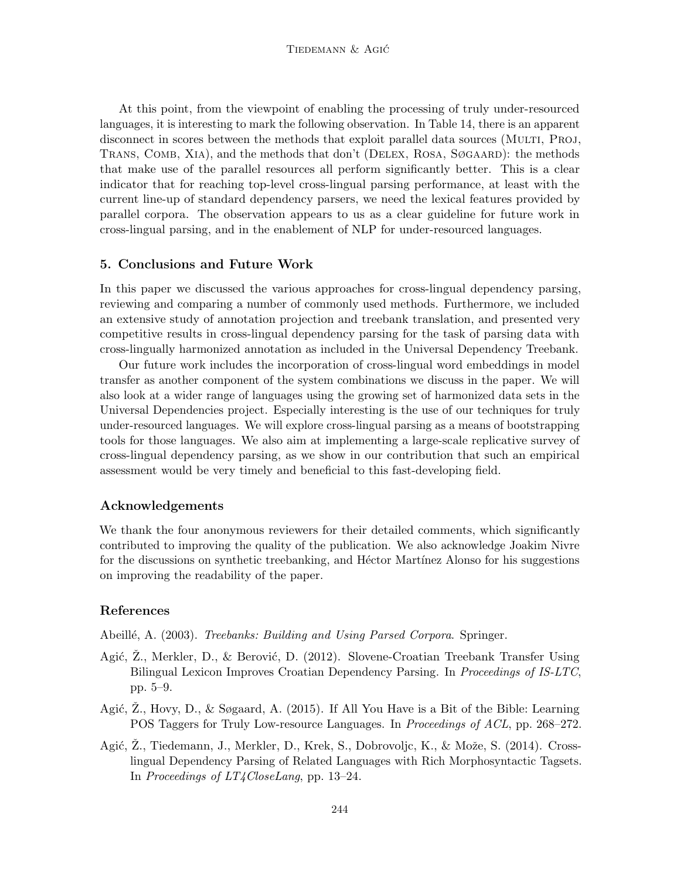At this point, from the viewpoint of enabling the processing of truly under-resourced languages, it is interesting to mark the following observation. In Table 14, there is an apparent disconnect in scores between the methods that exploit parallel data sources (Multi, Proj, Trans, Comb, Xia), and the methods that don't (Delex, Rosa, Søgaard): the methods that make use of the parallel resources all perform significantly better. This is a clear indicator that for reaching top-level cross-lingual parsing performance, at least with the current line-up of standard dependency parsers, we need the lexical features provided by parallel corpora. The observation appears to us as a clear guideline for future work in cross-lingual parsing, and in the enablement of NLP for under-resourced languages.

## 5. Conclusions and Future Work

In this paper we discussed the various approaches for cross-lingual dependency parsing, reviewing and comparing a number of commonly used methods. Furthermore, we included an extensive study of annotation projection and treebank translation, and presented very competitive results in cross-lingual dependency parsing for the task of parsing data with cross-lingually harmonized annotation as included in the Universal Dependency Treebank.

Our future work includes the incorporation of cross-lingual word embeddings in model transfer as another component of the system combinations we discuss in the paper. We will also look at a wider range of languages using the growing set of harmonized data sets in the Universal Dependencies project. Especially interesting is the use of our techniques for truly under-resourced languages. We will explore cross-lingual parsing as a means of bootstrapping tools for those languages. We also aim at implementing a large-scale replicative survey of cross-lingual dependency parsing, as we show in our contribution that such an empirical assessment would be very timely and beneficial to this fast-developing field.

### Acknowledgements

We thank the four anonymous reviewers for their detailed comments, which significantly contributed to improving the quality of the publication. We also acknowledge Joakim Nivre for the discussions on synthetic treebanking, and Héctor Martínez Alonso for his suggestions on improving the readability of the paper.

### References

Abeillé, A. (2003). *Treebanks: Building and Using Parsed Corpora*. Springer.

Agić, Ž., Merkler, D., & Berović, D. (2012). Slovene-Croatian Treebank Transfer Using Bilingual Lexicon Improves Croatian Dependency Parsing. In *Proceedings of IS-LTC*, pp. 5–9.

Agić, Ž., Hovy, D., & Søgaard, A. (2015). If All You Have is a Bit of the Bible: Learning POS Taggers for Truly Low-resource Languages. In *Proceedings of ACL*, pp. 268–272.

Agić, Ž., Tiedemann, J., Merkler, D., Krek, S., Dobrovoljc, K., & Može, S. (2014). Cross-lingual Dependency Parsing of Related Languages with Rich Morphosyntactic Tagsets. In *Proceedings of LT4CloseLang*, pp. 13–24.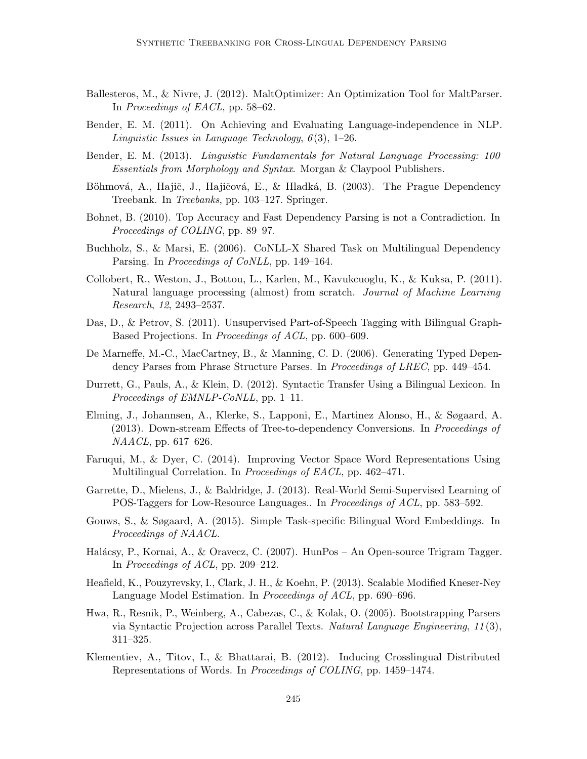Ballesteros, M., & Nivre, J. (2012). MaltOptimizer: An Optimization Tool for MaltParser. In *Proceedings of EACL*, pp. 58–62.

Bender, E. M. (2011). On Achieving and Evaluating Language-independence in NLP. *Linguistic Issues in Language Technology*, *6*(3), 1–26.

Bender, E. M. (2013). *Linguistic Fundamentals for Natural Language Processing: 100 Essentials from Morphology and Syntax*. Morgan & Claypool Publishers.

Böhmová, A., Hajič, J., Hajičová, E., & Hladká, B. (2003). The Prague Dependency Treebank. In *Treebanks*, pp. 103–127. Springer.

Bohnet, B. (2010). Top Accuracy and Fast Dependency Parsing is not a Contradiction. In *Proceedings of COLING*, pp. 89–97.

Buchholz, S., & Marsi, E. (2006). CoNLL-X Shared Task on Multilingual Dependency Parsing. In *Proceedings of CoNLL*, pp. 149–164.

Collobert, R., Weston, J., Bottou, L., Karlen, M., Kavukcuoglu, K., & Kuksa, P. (2011). Natural language processing (almost) from scratch. *Journal of Machine Learning Research*, *12*, 2493–2537.

Das, D., & Petrov, S. (2011). Unsupervised Part-of-Speech Tagging with Bilingual Graph-Based Projections. In *Proceedings of ACL*, pp. 600–609.

De Marneffe, M.-C., MacCartney, B., & Manning, C. D. (2006). Generating Typed Dependency Parses from Phrase Structure Parses. In *Proceedings of LREC*, pp. 449–454.

Durrett, G., Pauls, A., & Klein, D. (2012). Syntactic Transfer Using a Bilingual Lexicon. In *Proceedings of EMNLP-CoNLL*, pp. 1–11.

Elming, J., Johannsen, A., Klerke, S., Lapponi, E., Martinez Alonso, H., & Søgaard, A. (2013). Down-stream Effects of Tree-to-dependency Conversions. In *Proceedings of NAACL*, pp. 617–626.

Faruqui, M., & Dyer, C. (2014). Improving Vector Space Word Representations Using Multilingual Correlation. In *Proceedings of EACL*, pp. 462–471.

Garrette, D., Mielens, J., & Baldridge, J. (2013). Real-World Semi-Supervised Learning of POS-Taggers for Low-Resource Languages.. In *Proceedings of ACL*, pp. 583–592.

Gouws, S., & Søgaard, A. (2015). Simple Task-specific Bilingual Word Embeddings. In *Proceedings of NAACL*.

Halácsy, P., Kornai, A., & Oravecz, C. (2007). HunPos – An Open-source Trigram Tagger. In *Proceedings of ACL*, pp. 209–212.

Heafield, K., Pouzyrevsky, I., Clark, J. H., & Koehn, P. (2013). Scalable Modified Kneser-Ney Language Model Estimation. In *Proceedings of ACL*, pp. 690–696.

Hwa, R., Resnik, P., Weinberg, A., Cabezas, C., & Kolak, O. (2005). Bootstrapping Parsers via Syntactic Projection across Parallel Texts. *Natural Language Engineering*, *11*(3), 311–325.

Klementiev, A., Titov, I., & Bhattarai, B. (2012). Inducing Crosslingual Distributed Representations of Words. In *Proceedings of COLING*, pp. 1459–1474.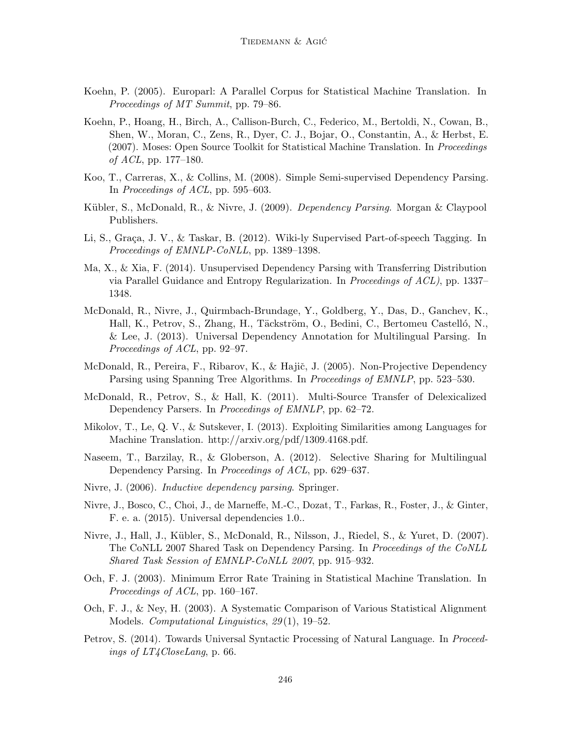Koehn, P. (2005). Europarl: A Parallel Corpus for Statistical Machine Translation. In *Proceedings of MT Summit*, pp. 79–86.

Koehn, P., Hoang, H., Birch, A., Callison-Burch, C., Federico, M., Bertoldi, N., Cowan, B., Shen, W., Moran, C., Zens, R., Dyer, C. J., Bojar, O., Constantin, A., & Herbst, E. (2007). Moses: Open Source Toolkit for Statistical Machine Translation. In *Proceedings of ACL*, pp. 177–180.

Koo, T., Carreras, X., & Collins, M. (2008). Simple Semi-supervised Dependency Parsing. In *Proceedings of ACL*, pp. 595–603.

Kübler, S., McDonald, R., & Nivre, J. (2009). *Dependency Parsing*. Morgan & Claypool Publishers.

Li, S., Graça, J. V., & Taskar, B. (2012). Wiki-ly Supervised Part-of-speech Tagging. In *Proceedings of EMNLP-CoNLL*, pp. 1389–1398.

Ma, X., & Xia, F. (2014). Unsupervised Dependency Parsing with Transferring Distribution via Parallel Guidance and Entropy Regularization. In *Proceedings of ACL)*, pp. 1337–1348.

McDonald, R., Nivre, J., Quirmbach-Brundage, Y., Goldberg, Y., Das, D., Ganchev, K., Hall, K., Petrov, S., Zhang, H., Täckström, O., Bedini, C., Bertomeu Castelló, N., & Lee, J. (2013). Universal Dependency Annotation for Multilingual Parsing. In *Proceedings of ACL*, pp. 92–97.

McDonald, R., Pereira, F., Ribarov, K., & Hajič, J. (2005). Non-Projective Dependency Parsing using Spanning Tree Algorithms. In *Proceedings of EMNLP*, pp. 523–530.

McDonald, R., Petrov, S., & Hall, K. (2011). Multi-Source Transfer of Delexicalized Dependency Parsers. In *Proceedings of EMNLP*, pp. 62–72.

Mikolov, T., Le, Q. V., & Sutskever, I. (2013). Exploiting Similarities among Languages for Machine Translation. http://arxiv.org/pdf/1309.4168.pdf.

Naseem, T., Barzilay, R., & Globerson, A. (2012). Selective Sharing for Multilingual Dependency Parsing. In *Proceedings of ACL*, pp. 629–637.

Nivre, J. (2006). *Inductive dependency parsing*. Springer.

Nivre, J., Bosco, C., Choi, J., de Marneffe, M.-C., Dozat, T., Farkas, R., Foster, J., & Ginter, F. e. a. (2015). Universal dependencies 1.0..

Nivre, J., Hall, J., Kübler, S., McDonald, R., Nilsson, J., Riedel, S., & Yuret, D. (2007). The CoNLL 2007 Shared Task on Dependency Parsing. In *Proceedings of the CoNLL Shared Task Session of EMNLP-CoNLL 2007*, pp. 915–932.

Och, F. J. (2003). Minimum Error Rate Training in Statistical Machine Translation. In *Proceedings of ACL*, pp. 160–167.

Och, F. J., & Ney, H. (2003). A Systematic Comparison of Various Statistical Alignment Models. *Computational Linguistics*, *29*(1), 19–52.

Petrov, S. (2014). Towards Universal Syntactic Processing of Natural Language. In *Proceedings of LT4CloseLang*, p. 66.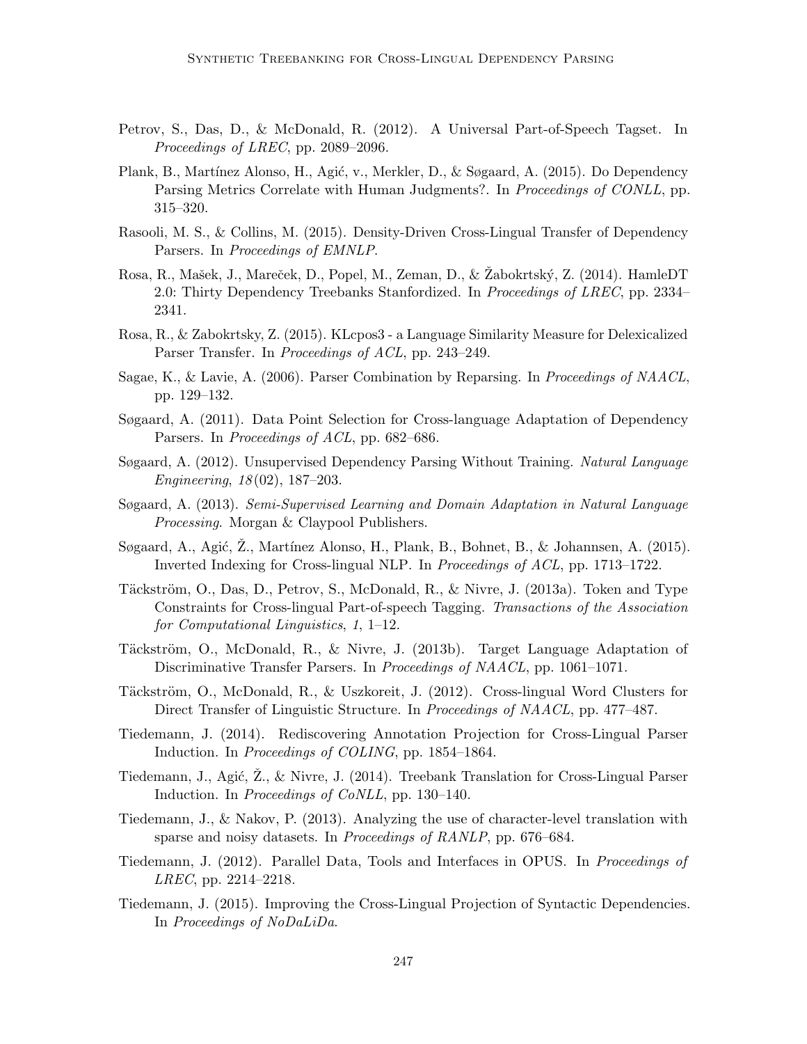Petrov, S., Das, D., & McDonald, R. (2012). A Universal Part-of-Speech Tagset. In *Proceedings of LREC*, pp. 2089–2096.

Plank, B., Martínez Alonso, H., Agić, v., Merkler, D., & Søgaard, A. (2015). Do Dependency Parsing Metrics Correlate with Human Judgments?. In *Proceedings of CONLL*, pp. 315–320.

Rasooli, M. S., & Collins, M. (2015). Density-Driven Cross-Lingual Transfer of Dependency Parsers. In *Proceedings of EMNLP*.

Rosa, R., Mašek, J., Mareček, D., Popel, M., Zeman, D., & Žabokrtský, Z. (2014). HamleDT 2.0: Thirty Dependency Treebanks Stanfordized. In *Proceedings of LREC*, pp. 2334–2341.

Rosa, R., & Zabokrtsky, Z. (2015). KLcpos3 - a Language Similarity Measure for Delexicalized Parser Transfer. In *Proceedings of ACL*, pp. 243–249.

Sagae, K., & Lavie, A. (2006). Parser Combination by Reparsing. In *Proceedings of NAACL*, pp. 129–132.

Søgaard, A. (2011). Data Point Selection for Cross-language Adaptation of Dependency Parsers. In *Proceedings of ACL*, pp. 682–686.

Søgaard, A. (2012). Unsupervised Dependency Parsing Without Training. *Natural Language Engineering*, *18*(02), 187–203.

Søgaard, A. (2013). *Semi-Supervised Learning and Domain Adaptation in Natural Language Processing*. Morgan & Claypool Publishers.

Søgaard, A., Agić, Ž., Martínez Alonso, H., Plank, B., Bohnet, B., & Johannsen, A. (2015). Inverted Indexing for Cross-lingual NLP. In *Proceedings of ACL*, pp. 1713–1722.

Täckström, O., Das, D., Petrov, S., McDonald, R., & Nivre, J. (2013a). Token and Type Constraints for Cross-lingual Part-of-speech Tagging. *Transactions of the Association for Computational Linguistics*, *1*, 1–12.

Täckström, O., McDonald, R., & Nivre, J. (2013b). Target Language Adaptation of Discriminative Transfer Parsers. In *Proceedings of NAACL*, pp. 1061–1071.

Täckström, O., McDonald, R., & Uszkoreit, J. (2012). Cross-lingual Word Clusters for Direct Transfer of Linguistic Structure. In *Proceedings of NAACL*, pp. 477–487.

Tiedemann, J. (2014). Rediscovering Annotation Projection for Cross-Lingual Parser Induction. In *Proceedings of COLING*, pp. 1854–1864.

Tiedemann, J., Agić, Ž., & Nivre, J. (2014). Treebank Translation for Cross-Lingual Parser Induction. In *Proceedings of CoNLL*, pp. 130–140.

Tiedemann, J., & Nakov, P. (2013). Analyzing the use of character-level translation with sparse and noisy datasets. In *Proceedings of RANLP*, pp. 676–684.

Tiedemann, J. (2012). Parallel Data, Tools and Interfaces in OPUS. In *Proceedings of LREC*, pp. 2214–2218.

Tiedemann, J. (2015). Improving the Cross-Lingual Projection of Syntactic Dependencies. In *Proceedings of NoDaLiDa*.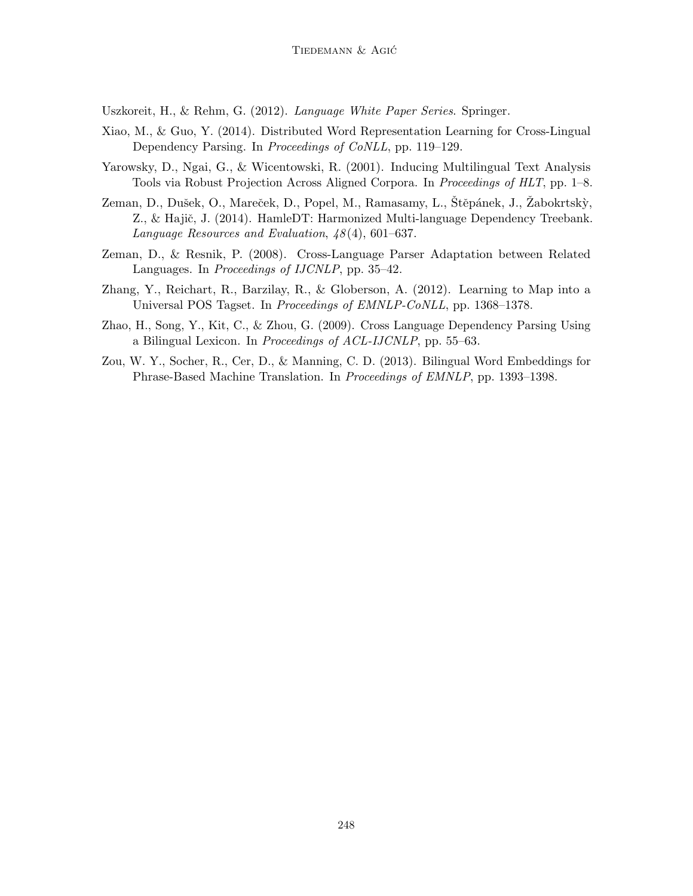Uszkoreit, H., & Rehm, G. (2012). *Language White Paper Series*. Springer.

Xiao, M., & Guo, Y. (2014). Distributed Word Representation Learning for Cross-Lingual Dependency Parsing. In *Proceedings of CoNLL*, pp. 119–129.

Yarowsky, D., Ngai, G., & Wicentowski, R. (2001). Inducing Multilingual Text Analysis Tools via Robust Projection Across Aligned Corpora. In *Proceedings of HLT*, pp. 1–8.

Zeman, D., Dušek, O., Mareček, D., Popel, M., Ramasamy, L., Štěpánek, J., Žabokrtskỳ, Z., & Hajič, J. (2014). HamleDT: Harmonized Multi-language Dependency Treebank. *Language Resources and Evaluation*, *48*(4), 601–637.

Zeman, D., & Resnik, P. (2008). Cross-Language Parser Adaptation between Related Languages. In *Proceedings of IJCNLP*, pp. 35–42.

Zhang, Y., Reichart, R., Barzilay, R., & Globerson, A. (2012). Learning to Map into a Universal POS Tagset. In *Proceedings of EMNLP-CoNLL*, pp. 1368–1378.

Zhao, H., Song, Y., Kit, C., & Zhou, G. (2009). Cross Language Dependency Parsing Using a Bilingual Lexicon. In *Proceedings of ACL-IJCNLP*, pp. 55–63.

Zou, W. Y., Socher, R., Cer, D., & Manning, C. D. (2013). Bilingual Word Embeddings for Phrase-Based Machine Translation. In *Proceedings of EMNLP*, pp. 1393–1398.